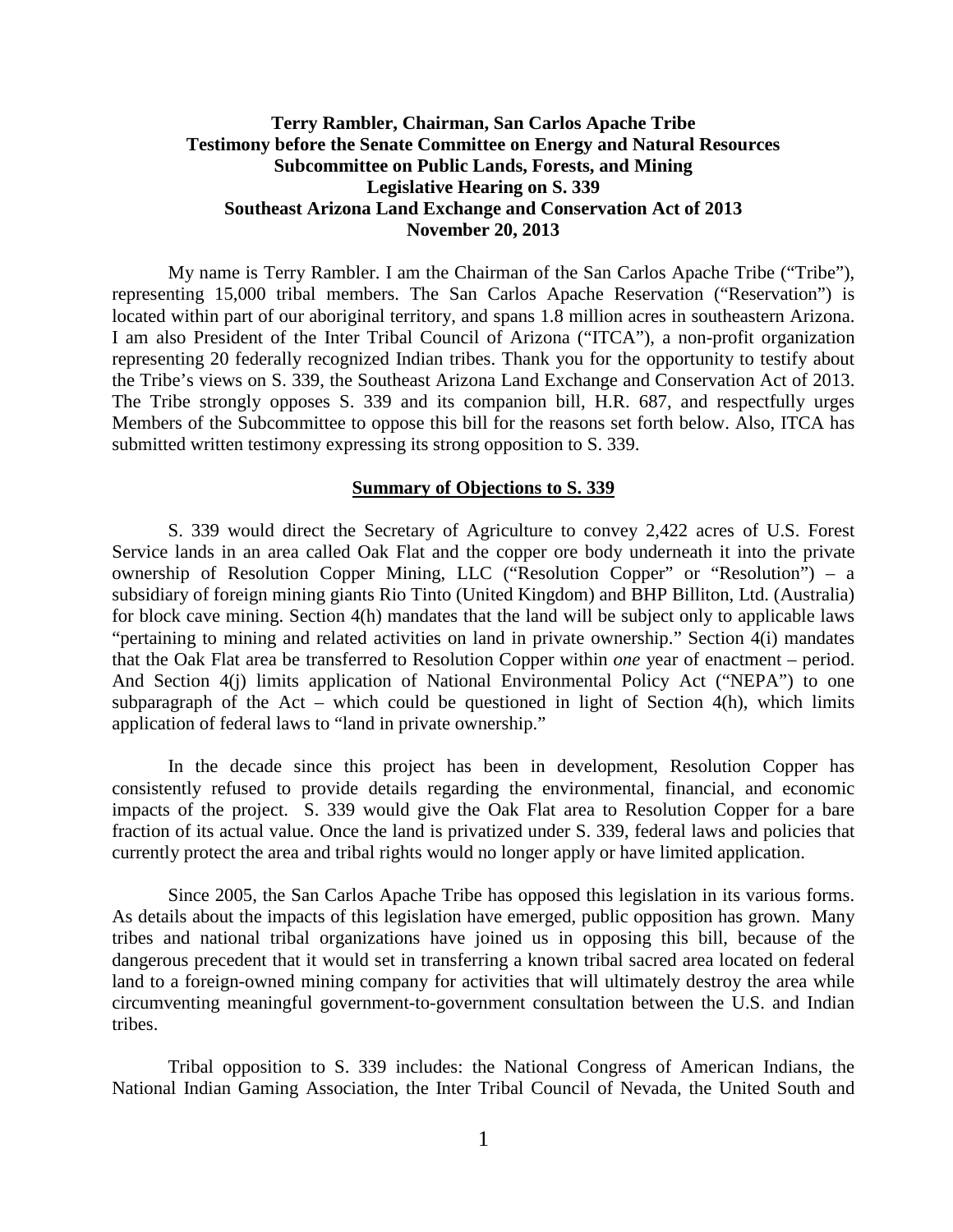**Terry Rambler, Chairman, San Carlos Apache Tribe**
**Testimony before the Senate Committee on Energy and Natural Resources**
**Subcommittee on Public Lands, Forests, and Mining**
**Legislative Hearing on S. 339**
**Southeast Arizona Land Exchange and Conservation Act of 2013**
**November 20, 2013**

My name is Terry Rambler. I am the Chairman of the San Carlos Apache Tribe ("Tribe"), representing 15,000 tribal members. The San Carlos Apache Reservation ("Reservation") is located within part of our aboriginal territory, and spans 1.8 million acres in southeastern Arizona. I am also President of the Inter Tribal Council of Arizona ("ITCA"), a non-profit organization representing 20 federally recognized Indian tribes. Thank you for the opportunity to testify about the Tribe's views on S. 339, the Southeast Arizona Land Exchange and Conservation Act of 2013. The Tribe strongly opposes S. 339 and its companion bill, H.R. 687, and respectfully urges Members of the Subcommittee to oppose this bill for the reasons set forth below. Also, ITCA has submitted written testimony expressing its strong opposition to S. 339.

## Summary of Objections to S. 339

S. 339 would direct the Secretary of Agriculture to convey 2,422 acres of U.S. Forest Service lands in an area called Oak Flat and the copper ore body underneath it into the private ownership of Resolution Copper Mining, LLC ("Resolution Copper" or "Resolution") – a subsidiary of foreign mining giants Rio Tinto (United Kingdom) and BHP Billiton, Ltd. (Australia) for block cave mining. Section 4(h) mandates that the land will be subject only to applicable laws "pertaining to mining and related activities on land in private ownership." Section 4(i) mandates that the Oak Flat area be transferred to Resolution Copper within *one* year of enactment – period. And Section 4(j) limits application of National Environmental Policy Act ("NEPA") to one subparagraph of the Act – which could be questioned in light of Section 4(h), which limits application of federal laws to "land in private ownership."

In the decade since this project has been in development, Resolution Copper has consistently refused to provide details regarding the environmental, financial, and economic impacts of the project. S. 339 would give the Oak Flat area to Resolution Copper for a bare fraction of its actual value. Once the land is privatized under S. 339, federal laws and policies that currently protect the area and tribal rights would no longer apply or have limited application.

Since 2005, the San Carlos Apache Tribe has opposed this legislation in its various forms. As details about the impacts of this legislation have emerged, public opposition has grown. Many tribes and national tribal organizations have joined us in opposing this bill, because of the dangerous precedent that it would set in transferring a known tribal sacred area located on federal land to a foreign-owned mining company for activities that will ultimately destroy the area while circumventing meaningful government-to-government consultation between the U.S. and Indian tribes.

Tribal opposition to S. 339 includes: the National Congress of American Indians, the National Indian Gaming Association, the Inter Tribal Council of Nevada, the United South and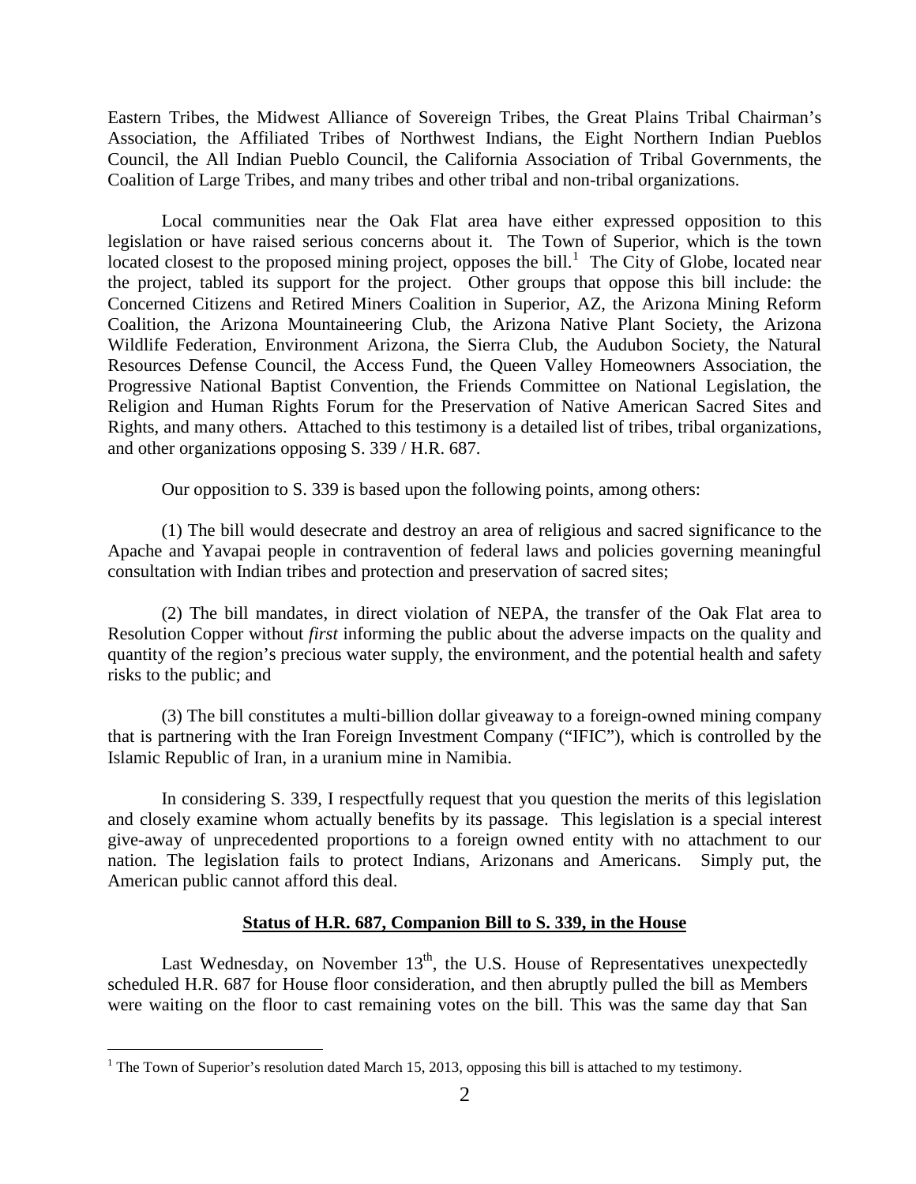Eastern Tribes, the Midwest Alliance of Sovereign Tribes, the Great Plains Tribal Chairman's Association, the Affiliated Tribes of Northwest Indians, the Eight Northern Indian Pueblos Council, the All Indian Pueblo Council, the California Association of Tribal Governments, the Coalition of Large Tribes, and many tribes and other tribal and non-tribal organizations.

Local communities near the Oak Flat area have either expressed opposition to this legislation or have raised serious concerns about it. The Town of Superior, which is the town located closest to the proposed mining project, opposes the bill.[1] The City of Globe, located near the project, tabled its support for the project. Other groups that oppose this bill include: the Concerned Citizens and Retired Miners Coalition in Superior, AZ, the Arizona Mining Reform Coalition, the Arizona Mountaineering Club, the Arizona Native Plant Society, the Arizona Wildlife Federation, Environment Arizona, the Sierra Club, the Audubon Society, the Natural Resources Defense Council, the Access Fund, the Queen Valley Homeowners Association, the Progressive National Baptist Convention, the Friends Committee on National Legislation, the Religion and Human Rights Forum for the Preservation of Native American Sacred Sites and Rights, and many others. Attached to this testimony is a detailed list of tribes, tribal organizations, and other organizations opposing S. 339 / H.R. 687.

Our opposition to S. 339 is based upon the following points, among others:

(1) The bill would desecrate and destroy an area of religious and sacred significance to the Apache and Yavapai people in contravention of federal laws and policies governing meaningful consultation with Indian tribes and protection and preservation of sacred sites;

(2) The bill mandates, in direct violation of NEPA, the transfer of the Oak Flat area to Resolution Copper without *first* informing the public about the adverse impacts on the quality and quantity of the region's precious water supply, the environment, and the potential health and safety risks to the public; and

(3) The bill constitutes a multi-billion dollar giveaway to a foreign-owned mining company that is partnering with the Iran Foreign Investment Company ("IFIC"), which is controlled by the Islamic Republic of Iran, in a uranium mine in Namibia.

In considering S. 339, I respectfully request that you question the merits of this legislation and closely examine whom actually benefits by its passage. This legislation is a special interest give-away of unprecedented proportions to a foreign owned entity with no attachment to our nation. The legislation fails to protect Indians, Arizonans and Americans. Simply put, the American public cannot afford this deal.

**Status of H.R. 687, Companion Bill to S. 339, in the House**

Last Wednesday, on November 13th, the U.S. House of Representatives unexpectedly scheduled H.R. 687 for House floor consideration, and then abruptly pulled the bill as Members were waiting on the floor to cast remaining votes on the bill. This was the same day that San

[1] The Town of Superior's resolution dated March 15, 2013, opposing this bill is attached to my testimony.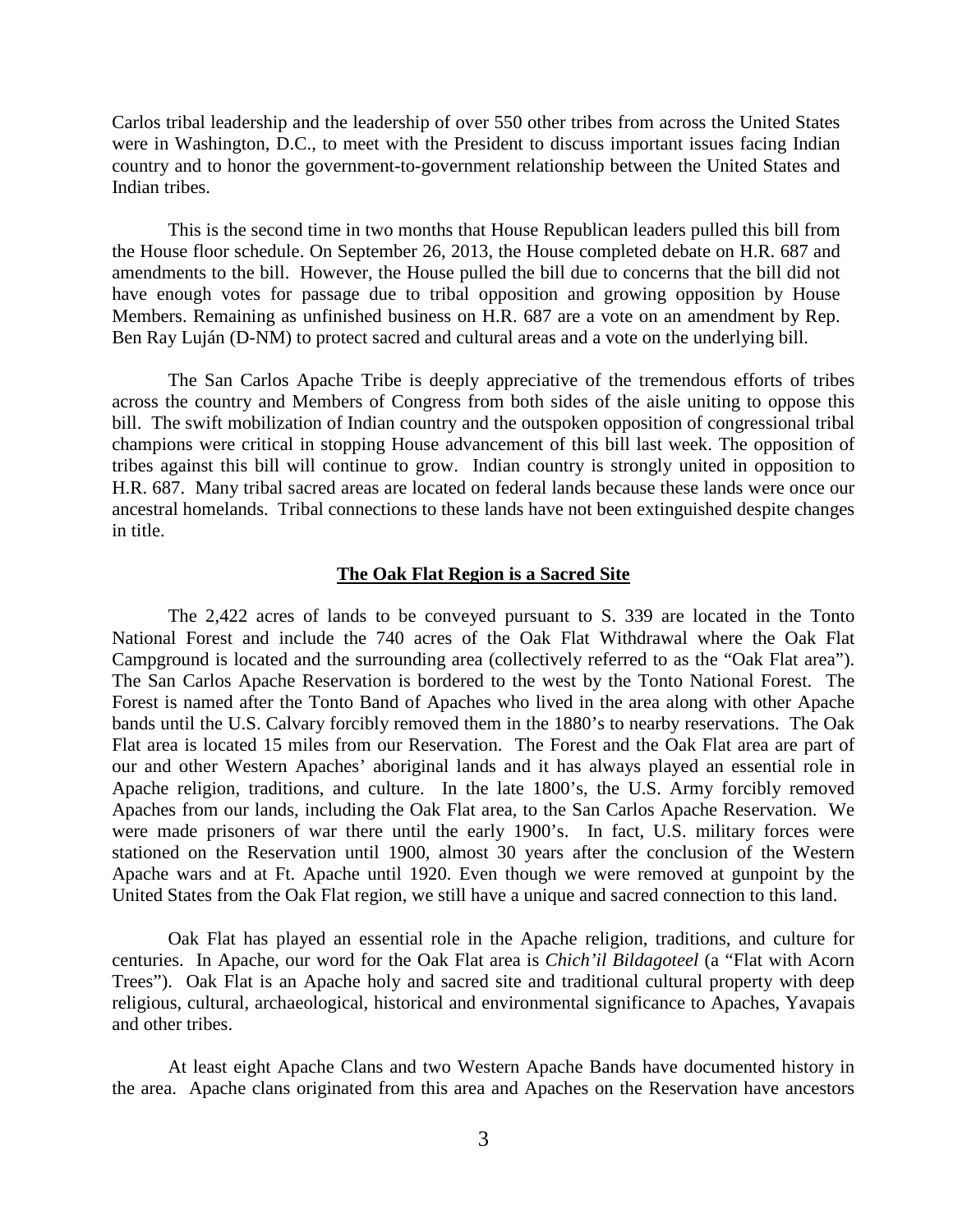Carlos tribal leadership and the leadership of over 550 other tribes from across the United States were in Washington, D.C., to meet with the President to discuss important issues facing Indian country and to honor the government-to-government relationship between the United States and Indian tribes.

This is the second time in two months that House Republican leaders pulled this bill from the House floor schedule. On September 26, 2013, the House completed debate on H.R. 687 and amendments to the bill. However, the House pulled the bill due to concerns that the bill did not have enough votes for passage due to tribal opposition and growing opposition by House Members. Remaining as unfinished business on H.R. 687 are a vote on an amendment by Rep. Ben Ray Luján (D-NM) to protect sacred and cultural areas and a vote on the underlying bill.

The San Carlos Apache Tribe is deeply appreciative of the tremendous efforts of tribes across the country and Members of Congress from both sides of the aisle uniting to oppose this bill. The swift mobilization of Indian country and the outspoken opposition of congressional tribal champions were critical in stopping House advancement of this bill last week. The opposition of tribes against this bill will continue to grow. Indian country is strongly united in opposition to H.R. 687. Many tribal sacred areas are located on federal lands because these lands were once our ancestral homelands. Tribal connections to these lands have not been extinguished despite changes in title.

## **The Oak Flat Region is a Sacred Site**

The 2,422 acres of lands to be conveyed pursuant to S. 339 are located in the Tonto National Forest and include the 740 acres of the Oak Flat Withdrawal where the Oak Flat Campground is located and the surrounding area (collectively referred to as the "Oak Flat area"). The San Carlos Apache Reservation is bordered to the west by the Tonto National Forest. The Forest is named after the Tonto Band of Apaches who lived in the area along with other Apache bands until the U.S. Calvary forcibly removed them in the 1880's to nearby reservations. The Oak Flat area is located 15 miles from our Reservation. The Forest and the Oak Flat area are part of our and other Western Apaches' aboriginal lands and it has always played an essential role in Apache religion, traditions, and culture. In the late 1800's, the U.S. Army forcibly removed Apaches from our lands, including the Oak Flat area, to the San Carlos Apache Reservation. We were made prisoners of war there until the early 1900's. In fact, U.S. military forces were stationed on the Reservation until 1900, almost 30 years after the conclusion of the Western Apache wars and at Ft. Apache until 1920. Even though we were removed at gunpoint by the United States from the Oak Flat region, we still have a unique and sacred connection to this land.

Oak Flat has played an essential role in the Apache religion, traditions, and culture for centuries. In Apache, our word for the Oak Flat area is *Chich'il Bildagoteel* (a "Flat with Acorn Trees"). Oak Flat is an Apache holy and sacred site and traditional cultural property with deep religious, cultural, archaeological, historical and environmental significance to Apaches, Yavapais and other tribes.

At least eight Apache Clans and two Western Apache Bands have documented history in the area. Apache clans originated from this area and Apaches on the Reservation have ancestors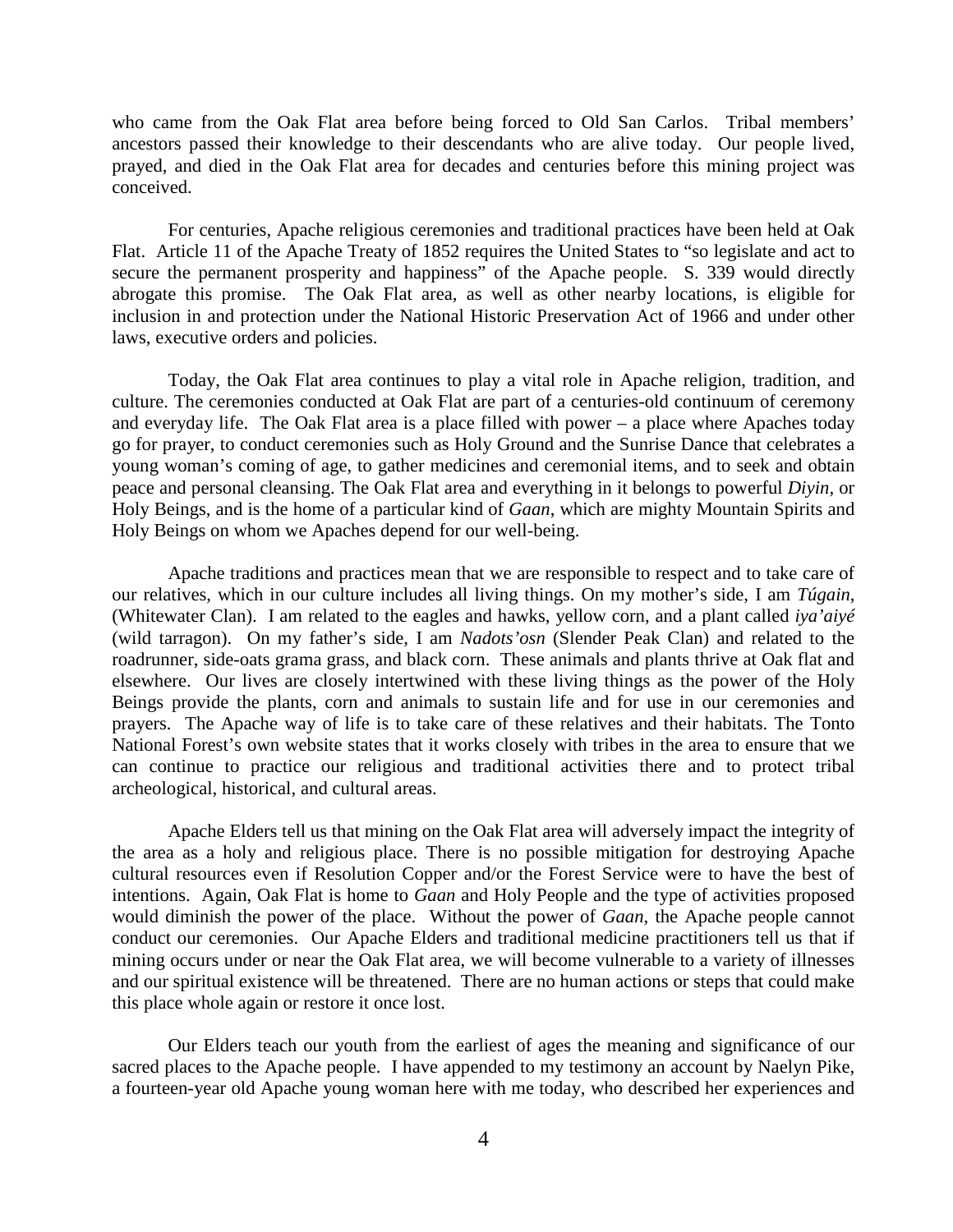who came from the Oak Flat area before being forced to Old San Carlos. Tribal members' ancestors passed their knowledge to their descendants who are alive today. Our people lived, prayed, and died in the Oak Flat area for decades and centuries before this mining project was conceived.

For centuries, Apache religious ceremonies and traditional practices have been held at Oak Flat. Article 11 of the Apache Treaty of 1852 requires the United States to "so legislate and act to secure the permanent prosperity and happiness" of the Apache people. S. 339 would directly abrogate this promise. The Oak Flat area, as well as other nearby locations, is eligible for inclusion in and protection under the National Historic Preservation Act of 1966 and under other laws, executive orders and policies.

Today, the Oak Flat area continues to play a vital role in Apache religion, tradition, and culture. The ceremonies conducted at Oak Flat are part of a centuries-old continuum of ceremony and everyday life. The Oak Flat area is a place filled with power – a place where Apaches today go for prayer, to conduct ceremonies such as Holy Ground and the Sunrise Dance that celebrates a young woman's coming of age, to gather medicines and ceremonial items, and to seek and obtain peace and personal cleansing. The Oak Flat area and everything in it belongs to powerful *Diyin*, or Holy Beings, and is the home of a particular kind of *Gaan*, which are mighty Mountain Spirits and Holy Beings on whom we Apaches depend for our well-being.

Apache traditions and practices mean that we are responsible to respect and to take care of our relatives, which in our culture includes all living things. On my mother's side, I am *Túgain*, (Whitewater Clan). I am related to the eagles and hawks, yellow corn, and a plant called *iya'aiyé* (wild tarragon). On my father's side, I am *Nadots'osn* (Slender Peak Clan) and related to the roadrunner, side-oats grama grass, and black corn. These animals and plants thrive at Oak flat and elsewhere. Our lives are closely intertwined with these living things as the power of the Holy Beings provide the plants, corn and animals to sustain life and for use in our ceremonies and prayers. The Apache way of life is to take care of these relatives and their habitats. The Tonto National Forest's own website states that it works closely with tribes in the area to ensure that we can continue to practice our religious and traditional activities there and to protect tribal archeological, historical, and cultural areas.

Apache Elders tell us that mining on the Oak Flat area will adversely impact the integrity of the area as a holy and religious place. There is no possible mitigation for destroying Apache cultural resources even if Resolution Copper and/or the Forest Service were to have the best of intentions. Again, Oak Flat is home to *Gaan* and Holy People and the type of activities proposed would diminish the power of the place. Without the power of *Gaan*, the Apache people cannot conduct our ceremonies. Our Apache Elders and traditional medicine practitioners tell us that if mining occurs under or near the Oak Flat area, we will become vulnerable to a variety of illnesses and our spiritual existence will be threatened. There are no human actions or steps that could make this place whole again or restore it once lost.

Our Elders teach our youth from the earliest of ages the meaning and significance of our sacred places to the Apache people. I have appended to my testimony an account by Naelyn Pike, a fourteen-year old Apache young woman here with me today, who described her experiences and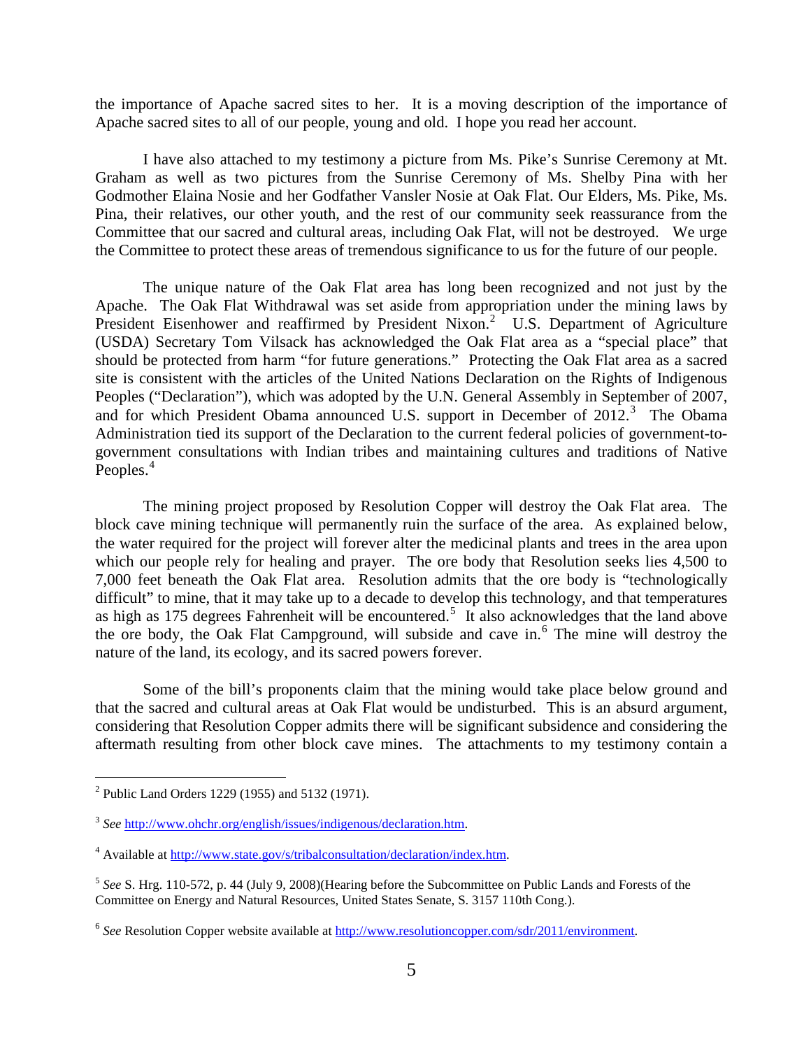the importance of Apache sacred sites to her. It is a moving description of the importance of Apache sacred sites to all of our people, young and old. I hope you read her account.

I have also attached to my testimony a picture from Ms. Pike's Sunrise Ceremony at Mt. Graham as well as two pictures from the Sunrise Ceremony of Ms. Shelby Pina with her Godmother Elaina Nosie and her Godfather Vansler Nosie at Oak Flat. Our Elders, Ms. Pike, Ms. Pina, their relatives, our other youth, and the rest of our community seek reassurance from the Committee that our sacred and cultural areas, including Oak Flat, will not be destroyed. We urge the Committee to protect these areas of tremendous significance to us for the future of our people.

The unique nature of the Oak Flat area has long been recognized and not just by the Apache. The Oak Flat Withdrawal was set aside from appropriation under the mining laws by President Eisenhower and reaffirmed by President Nixon.[2] U.S. Department of Agriculture (USDA) Secretary Tom Vilsack has acknowledged the Oak Flat area as a "special place" that should be protected from harm "for future generations." Protecting the Oak Flat area as a sacred site is consistent with the articles of the United Nations Declaration on the Rights of Indigenous Peoples ("Declaration"), which was adopted by the U.N. General Assembly in September of 2007, and for which President Obama announced U.S. support in December of 2012.[3] The Obama Administration tied its support of the Declaration to the current federal policies of government-to-government consultations with Indian tribes and maintaining cultures and traditions of Native Peoples.[4]

The mining project proposed by Resolution Copper will destroy the Oak Flat area. The block cave mining technique will permanently ruin the surface of the area. As explained below, the water required for the project will forever alter the medicinal plants and trees in the area upon which our people rely for healing and prayer. The ore body that Resolution seeks lies 4,500 to 7,000 feet beneath the Oak Flat area. Resolution admits that the ore body is "technologically difficult" to mine, that it may take up to a decade to develop this technology, and that temperatures as high as 175 degrees Fahrenheit will be encountered.[5] It also acknowledges that the land above the ore body, the Oak Flat Campground, will subside and cave in.[6] The mine will destroy the nature of the land, its ecology, and its sacred powers forever.

Some of the bill's proponents claim that the mining would take place below ground and that the sacred and cultural areas at Oak Flat would be undisturbed. This is an absurd argument, considering that Resolution Copper admits there will be significant subsidence and considering the aftermath resulting from other block cave mines. The attachments to my testimony contain a

---

[2] Public Land Orders 1229 (1955) and 5132 (1971).

[3] *See* http://www.ohchr.org/english/issues/indigenous/declaration.htm.

[4] Available at http://www.state.gov/s/tribalconsultation/declaration/index.htm.

[5] *See* S. Hrg. 110-572, p. 44 (July 9, 2008)(Hearing before the Subcommittee on Public Lands and Forests of the Committee on Energy and Natural Resources, United States Senate, S. 3157 110th Cong.).

[6] *See* Resolution Copper website available at http://www.resolutioncopper.com/sdr/2011/environment.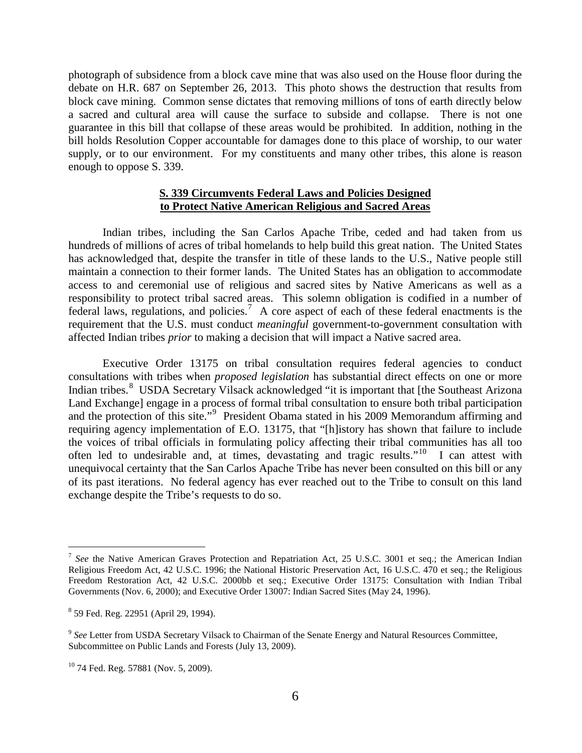photograph of subsidence from a block cave mine that was also used on the House floor during the debate on H.R. 687 on September 26, 2013. This photo shows the destruction that results from block cave mining. Common sense dictates that removing millions of tons of earth directly below a sacred and cultural area will cause the surface to subside and collapse. There is not one guarantee in this bill that collapse of these areas would be prohibited. In addition, nothing in the bill holds Resolution Copper accountable for damages done to this place of worship, to our water supply, or to our environment. For my constituents and many other tribes, this alone is reason enough to oppose S. 339.

## S. 339 Circumvents Federal Laws and Policies Designed to Protect Native American Religious and Sacred Areas

Indian tribes, including the San Carlos Apache Tribe, ceded and had taken from us hundreds of millions of acres of tribal homelands to help build this great nation. The United States has acknowledged that, despite the transfer in title of these lands to the U.S., Native people still maintain a connection to their former lands. The United States has an obligation to accommodate access to and ceremonial use of religious and sacred sites by Native Americans as well as a responsibility to protect tribal sacred areas. This solemn obligation is codified in a number of federal laws, regulations, and policies.[7] A core aspect of each of these federal enactments is the requirement that the U.S. must conduct *meaningful* government-to-government consultation with affected Indian tribes *prior* to making a decision that will impact a Native sacred area.

Executive Order 13175 on tribal consultation requires federal agencies to conduct consultations with tribes when *proposed legislation* has substantial direct effects on one or more Indian tribes.[8] USDA Secretary Vilsack acknowledged "it is important that [the Southeast Arizona Land Exchange] engage in a process of formal tribal consultation to ensure both tribal participation and the protection of this site."[9] President Obama stated in his 2009 Memorandum affirming and requiring agency implementation of E.O. 13175, that "[h]istory has shown that failure to include the voices of tribal officials in formulating policy affecting their tribal communities has all too often led to undesirable and, at times, devastating and tragic results."[10] I can attest with unequivocal certainty that the San Carlos Apache Tribe has never been consulted on this bill or any of its past iterations. No federal agency has ever reached out to the Tribe to consult on this land exchange despite the Tribe's requests to do so.

---

[7] *See* the Native American Graves Protection and Repatriation Act, 25 U.S.C. 3001 et seq.; the American Indian Religious Freedom Act, 42 U.S.C. 1996; the National Historic Preservation Act, 16 U.S.C. 470 et seq.; the Religious Freedom Restoration Act, 42 U.S.C. 2000bb et seq.; Executive Order 13175: Consultation with Indian Tribal Governments (Nov. 6, 2000); and Executive Order 13007: Indian Sacred Sites (May 24, 1996).

[8] 59 Fed. Reg. 22951 (April 29, 1994).

[9] *See* Letter from USDA Secretary Vilsack to Chairman of the Senate Energy and Natural Resources Committee, Subcommittee on Public Lands and Forests (July 13, 2009).

[10] 74 Fed. Reg. 57881 (Nov. 5, 2009).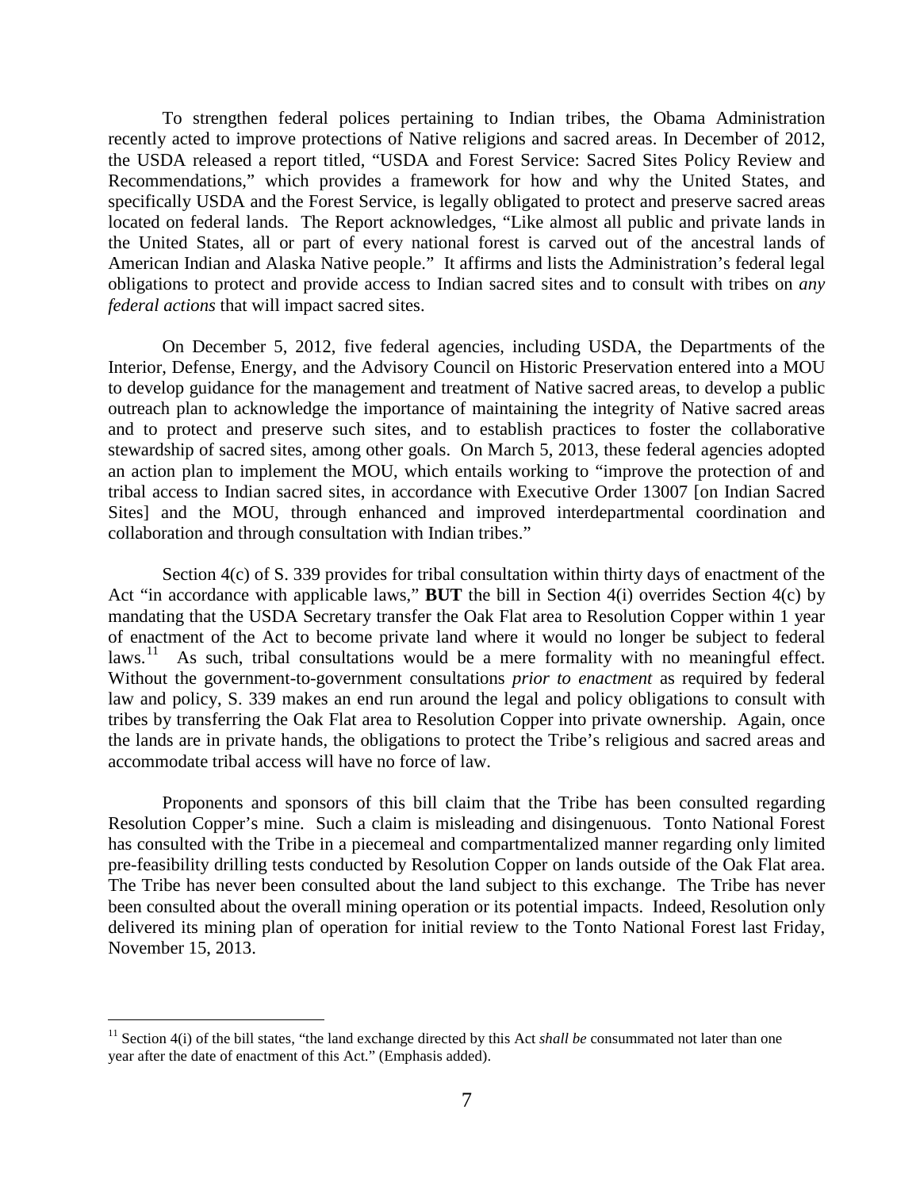To strengthen federal polices pertaining to Indian tribes, the Obama Administration recently acted to improve protections of Native religions and sacred areas. In December of 2012, the USDA released a report titled, "USDA and Forest Service: Sacred Sites Policy Review and Recommendations," which provides a framework for how and why the United States, and specifically USDA and the Forest Service, is legally obligated to protect and preserve sacred areas located on federal lands. The Report acknowledges, "Like almost all public and private lands in the United States, all or part of every national forest is carved out of the ancestral lands of American Indian and Alaska Native people." It affirms and lists the Administration's federal legal obligations to protect and provide access to Indian sacred sites and to consult with tribes on *any federal actions* that will impact sacred sites.

On December 5, 2012, five federal agencies, including USDA, the Departments of the Interior, Defense, Energy, and the Advisory Council on Historic Preservation entered into a MOU to develop guidance for the management and treatment of Native sacred areas, to develop a public outreach plan to acknowledge the importance of maintaining the integrity of Native sacred areas and to protect and preserve such sites, and to establish practices to foster the collaborative stewardship of sacred sites, among other goals. On March 5, 2013, these federal agencies adopted an action plan to implement the MOU, which entails working to "improve the protection of and tribal access to Indian sacred sites, in accordance with Executive Order 13007 [on Indian Sacred Sites] and the MOU, through enhanced and improved interdepartmental coordination and collaboration and through consultation with Indian tribes."

Section 4(c) of S. 339 provides for tribal consultation within thirty days of enactment of the Act "in accordance with applicable laws," **BUT** the bill in Section 4(i) overrides Section 4(c) by mandating that the USDA Secretary transfer the Oak Flat area to Resolution Copper within 1 year of enactment of the Act to become private land where it would no longer be subject to federal laws.[11] As such, tribal consultations would be a mere formality with no meaningful effect. Without the government-to-government consultations *prior to enactment* as required by federal law and policy, S. 339 makes an end run around the legal and policy obligations to consult with tribes by transferring the Oak Flat area to Resolution Copper into private ownership. Again, once the lands are in private hands, the obligations to protect the Tribe's religious and sacred areas and accommodate tribal access will have no force of law.

Proponents and sponsors of this bill claim that the Tribe has been consulted regarding Resolution Copper's mine. Such a claim is misleading and disingenuous. Tonto National Forest has consulted with the Tribe in a piecemeal and compartmentalized manner regarding only limited pre-feasibility drilling tests conducted by Resolution Copper on lands outside of the Oak Flat area. The Tribe has never been consulted about the land subject to this exchange. The Tribe has never been consulted about the overall mining operation or its potential impacts. Indeed, Resolution only delivered its mining plan of operation for initial review to the Tonto National Forest last Friday, November 15, 2013.

---

[11] Section 4(i) of the bill states, "the land exchange directed by this Act *shall be* consummated not later than one year after the date of enactment of this Act." (Emphasis added).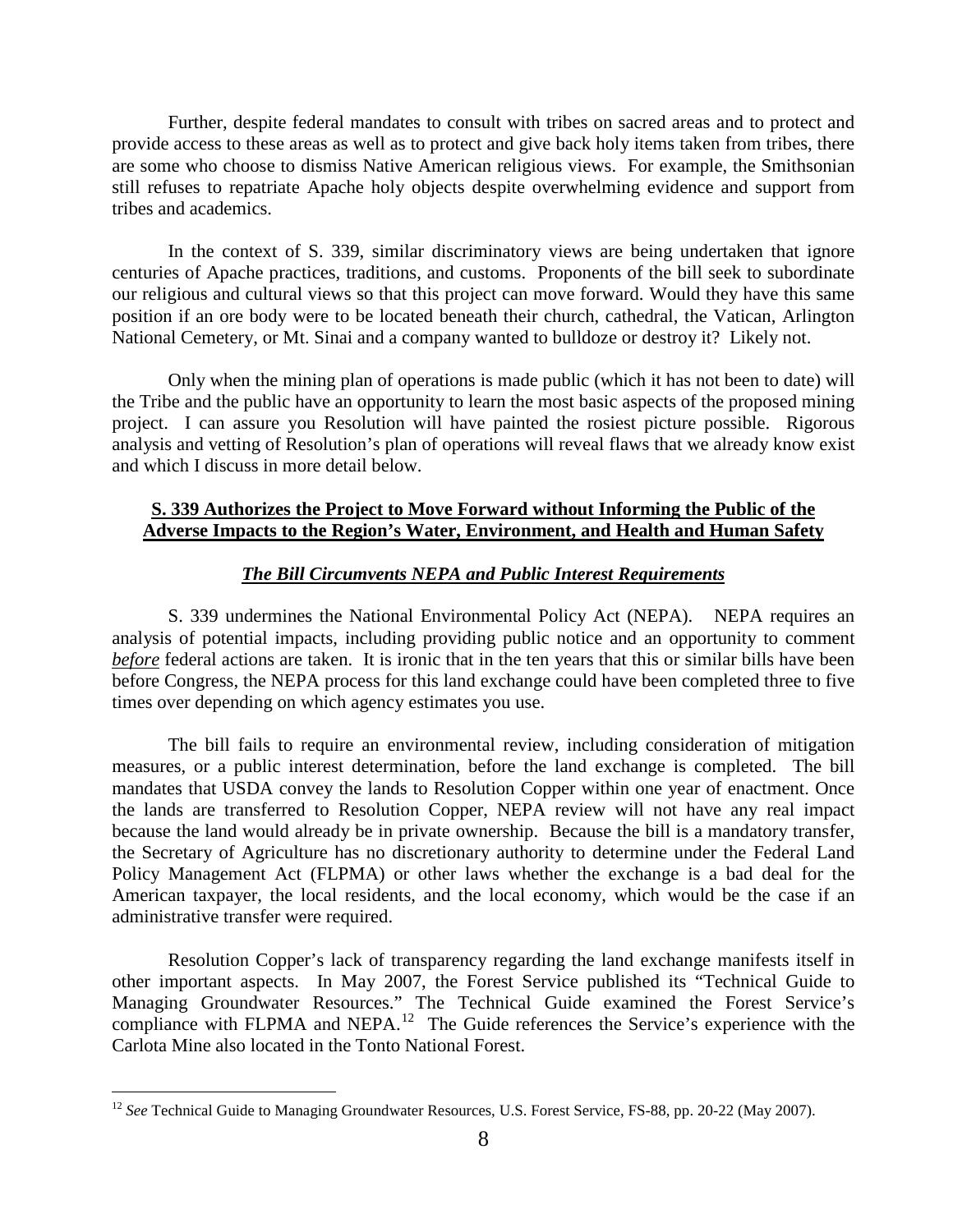Further, despite federal mandates to consult with tribes on sacred areas and to protect and provide access to these areas as well as to protect and give back holy items taken from tribes, there are some who choose to dismiss Native American religious views. For example, the Smithsonian still refuses to repatriate Apache holy objects despite overwhelming evidence and support from tribes and academics.

In the context of S. 339, similar discriminatory views are being undertaken that ignore centuries of Apache practices, traditions, and customs. Proponents of the bill seek to subordinate our religious and cultural views so that this project can move forward. Would they have this same position if an ore body were to be located beneath their church, cathedral, the Vatican, Arlington National Cemetery, or Mt. Sinai and a company wanted to bulldoze or destroy it? Likely not.

Only when the mining plan of operations is made public (which it has not been to date) will the Tribe and the public have an opportunity to learn the most basic aspects of the proposed mining project. I can assure you Resolution will have painted the rosiest picture possible. Rigorous analysis and vetting of Resolution's plan of operations will reveal flaws that we already know exist and which I discuss in more detail below.

**S. 339 Authorizes the Project to Move Forward without Informing the Public of the Adverse Impacts to the Region's Water, Environment, and Health and Human Safety**

***The Bill Circumvents NEPA and Public Interest Requirements***

S. 339 undermines the National Environmental Policy Act (NEPA). NEPA requires an analysis of potential impacts, including providing public notice and an opportunity to comment ***before*** federal actions are taken. It is ironic that in the ten years that this or similar bills have been before Congress, the NEPA process for this land exchange could have been completed three to five times over depending on which agency estimates you use.

The bill fails to require an environmental review, including consideration of mitigation measures, or a public interest determination, before the land exchange is completed. The bill mandates that USDA convey the lands to Resolution Copper within one year of enactment. Once the lands are transferred to Resolution Copper, NEPA review will not have any real impact because the land would already be in private ownership. Because the bill is a mandatory transfer, the Secretary of Agriculture has no discretionary authority to determine under the Federal Land Policy Management Act (FLPMA) or other laws whether the exchange is a bad deal for the American taxpayer, the local residents, and the local economy, which would be the case if an administrative transfer were required.

Resolution Copper's lack of transparency regarding the land exchange manifests itself in other important aspects. In May 2007, the Forest Service published its "Technical Guide to Managing Groundwater Resources." The Technical Guide examined the Forest Service's compliance with FLPMA and NEPA.[12] The Guide references the Service's experience with the Carlota Mine also located in the Tonto National Forest.

[12] *See* Technical Guide to Managing Groundwater Resources, U.S. Forest Service, FS-88, pp. 20-22 (May 2007).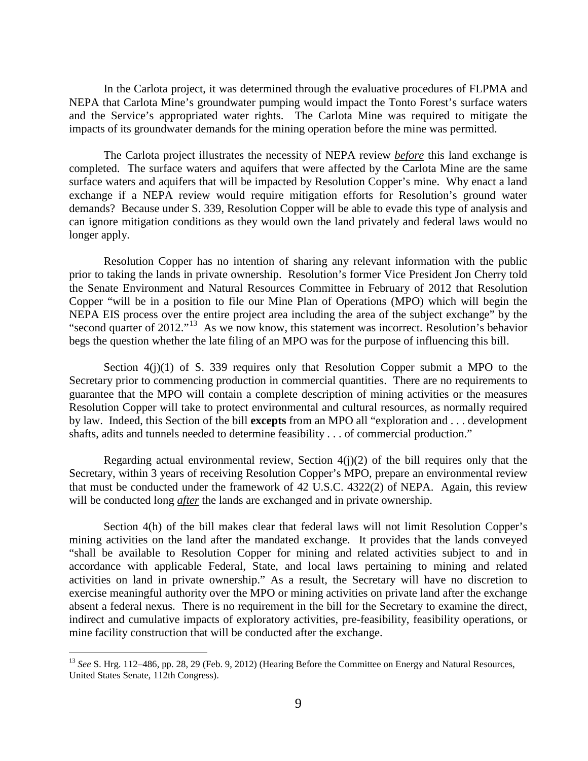In the Carlota project, it was determined through the evaluative procedures of FLPMA and NEPA that Carlota Mine's groundwater pumping would impact the Tonto Forest's surface waters and the Service's appropriated water rights. The Carlota Mine was required to mitigate the impacts of its groundwater demands for the mining operation before the mine was permitted.

The Carlota project illustrates the necessity of NEPA review ***before*** this land exchange is completed. The surface waters and aquifers that were affected by the Carlota Mine are the same surface waters and aquifers that will be impacted by Resolution Copper's mine. Why enact a land exchange if a NEPA review would require mitigation efforts for Resolution's ground water demands? Because under S. 339, Resolution Copper will be able to evade this type of analysis and can ignore mitigation conditions as they would own the land privately and federal laws would no longer apply.

Resolution Copper has no intention of sharing any relevant information with the public prior to taking the lands in private ownership. Resolution's former Vice President Jon Cherry told the Senate Environment and Natural Resources Committee in February of 2012 that Resolution Copper "will be in a position to file our Mine Plan of Operations (MPO) which will begin the NEPA EIS process over the entire project area including the area of the subject exchange" by the "second quarter of 2012."[13] As we now know, this statement was incorrect. Resolution's behavior begs the question whether the late filing of an MPO was for the purpose of influencing this bill.

Section 4(j)(1) of S. 339 requires only that Resolution Copper submit a MPO to the Secretary prior to commencing production in commercial quantities. There are no requirements to guarantee that the MPO will contain a complete description of mining activities or the measures Resolution Copper will take to protect environmental and cultural resources, as normally required by law. Indeed, this Section of the bill **excepts** from an MPO all "exploration and . . . development shafts, adits and tunnels needed to determine feasibility . . . of commercial production."

Regarding actual environmental review, Section 4(j)(2) of the bill requires only that the Secretary, within 3 years of receiving Resolution Copper's MPO, prepare an environmental review that must be conducted under the framework of 42 U.S.C. 4322(2) of NEPA. Again, this review will be conducted long ***after*** the lands are exchanged and in private ownership.

Section 4(h) of the bill makes clear that federal laws will not limit Resolution Copper's mining activities on the land after the mandated exchange. It provides that the lands conveyed "shall be available to Resolution Copper for mining and related activities subject to and in accordance with applicable Federal, State, and local laws pertaining to mining and related activities on land in private ownership." As a result, the Secretary will have no discretion to exercise meaningful authority over the MPO or mining activities on private land after the exchange absent a federal nexus. There is no requirement in the bill for the Secretary to examine the direct, indirect and cumulative impacts of exploratory activities, pre-feasibility, feasibility operations, or mine facility construction that will be conducted after the exchange.

---

[13] *See* S. Hrg. 112–486, pp. 28, 29 (Feb. 9, 2012) (Hearing Before the Committee on Energy and Natural Resources, United States Senate, 112th Congress).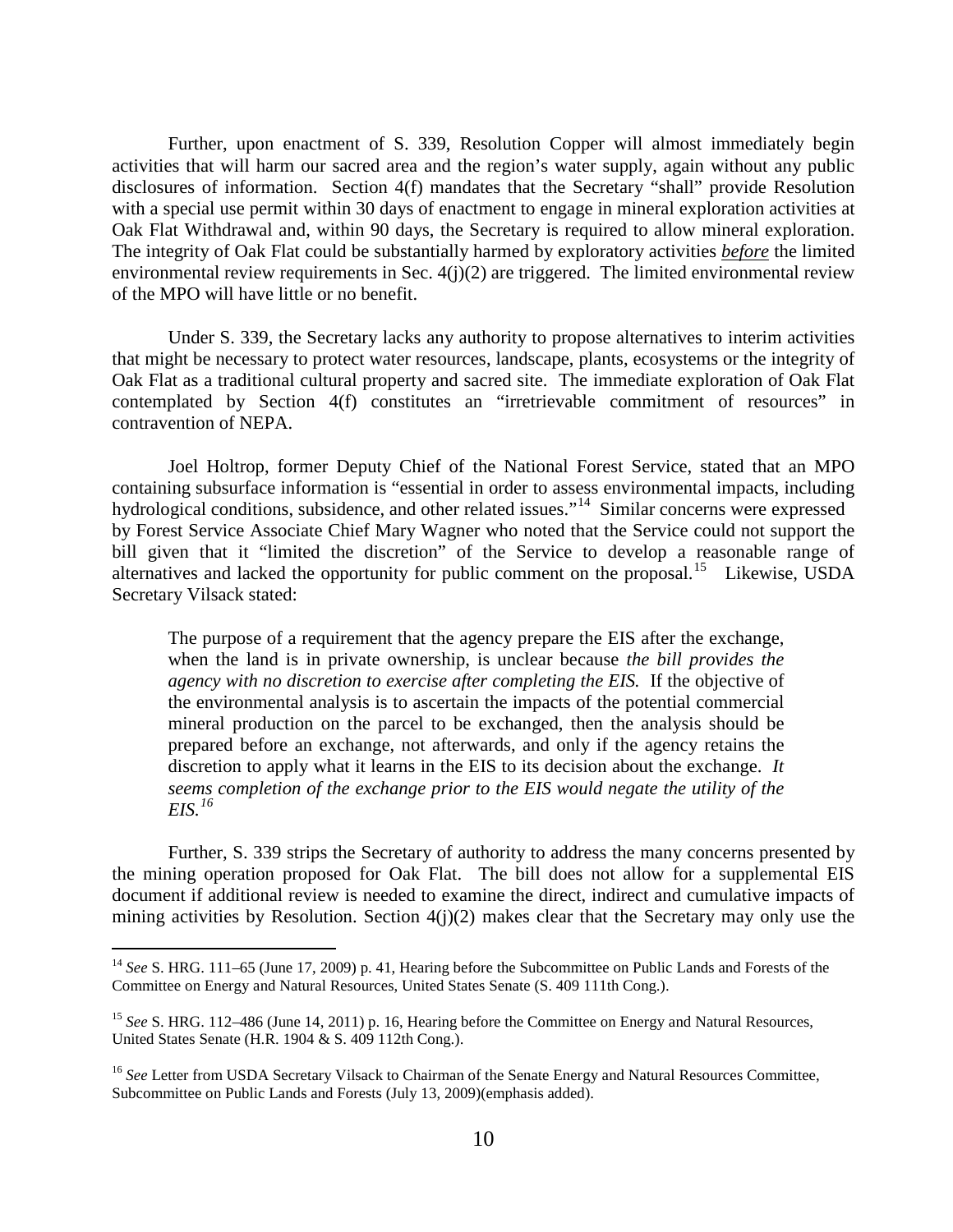Further, upon enactment of S. 339, Resolution Copper will almost immediately begin activities that will harm our sacred area and the region's water supply, again without any public disclosures of information. Section 4(f) mandates that the Secretary "shall" provide Resolution with a special use permit within 30 days of enactment to engage in mineral exploration activities at Oak Flat Withdrawal and, within 90 days, the Secretary is required to allow mineral exploration. The integrity of Oak Flat could be substantially harmed by exploratory activities ***before*** the limited environmental review requirements in Sec. 4(j)(2) are triggered. The limited environmental review of the MPO will have little or no benefit.

Under S. 339, the Secretary lacks any authority to propose alternatives to interim activities that might be necessary to protect water resources, landscape, plants, ecosystems or the integrity of Oak Flat as a traditional cultural property and sacred site. The immediate exploration of Oak Flat contemplated by Section 4(f) constitutes an "irretrievable commitment of resources" in contravention of NEPA.

Joel Holtrop, former Deputy Chief of the National Forest Service, stated that an MPO containing subsurface information is "essential in order to assess environmental impacts, including hydrological conditions, subsidence, and other related issues."[14] Similar concerns were expressed by Forest Service Associate Chief Mary Wagner who noted that the Service could not support the bill given that it "limited the discretion" of the Service to develop a reasonable range of alternatives and lacked the opportunity for public comment on the proposal.[15] Likewise, USDA Secretary Vilsack stated:

> The purpose of a requirement that the agency prepare the EIS after the exchange, when the land is in private ownership, is unclear because *the bill provides the agency with no discretion to exercise after completing the EIS.* If the objective of the environmental analysis is to ascertain the impacts of the potential commercial mineral production on the parcel to be exchanged, then the analysis should be prepared before an exchange, not afterwards, and only if the agency retains the discretion to apply what it learns in the EIS to its decision about the exchange. *It seems completion of the exchange prior to the EIS would negate the utility of the EIS.*[16]

Further, S. 339 strips the Secretary of authority to address the many concerns presented by the mining operation proposed for Oak Flat. The bill does not allow for a supplemental EIS document if additional review is needed to examine the direct, indirect and cumulative impacts of mining activities by Resolution. Section 4(j)(2) makes clear that the Secretary may only use the

---

[14] *See* S. HRG. 111–65 (June 17, 2009) p. 41, Hearing before the Subcommittee on Public Lands and Forests of the Committee on Energy and Natural Resources, United States Senate (S. 409 111th Cong.).

[15] *See* S. HRG. 112–486 (June 14, 2011) p. 16, Hearing before the Committee on Energy and Natural Resources, United States Senate (H.R. 1904 & S. 409 112th Cong.).

[16] *See* Letter from USDA Secretary Vilsack to Chairman of the Senate Energy and Natural Resources Committee, Subcommittee on Public Lands and Forests (July 13, 2009)(emphasis added).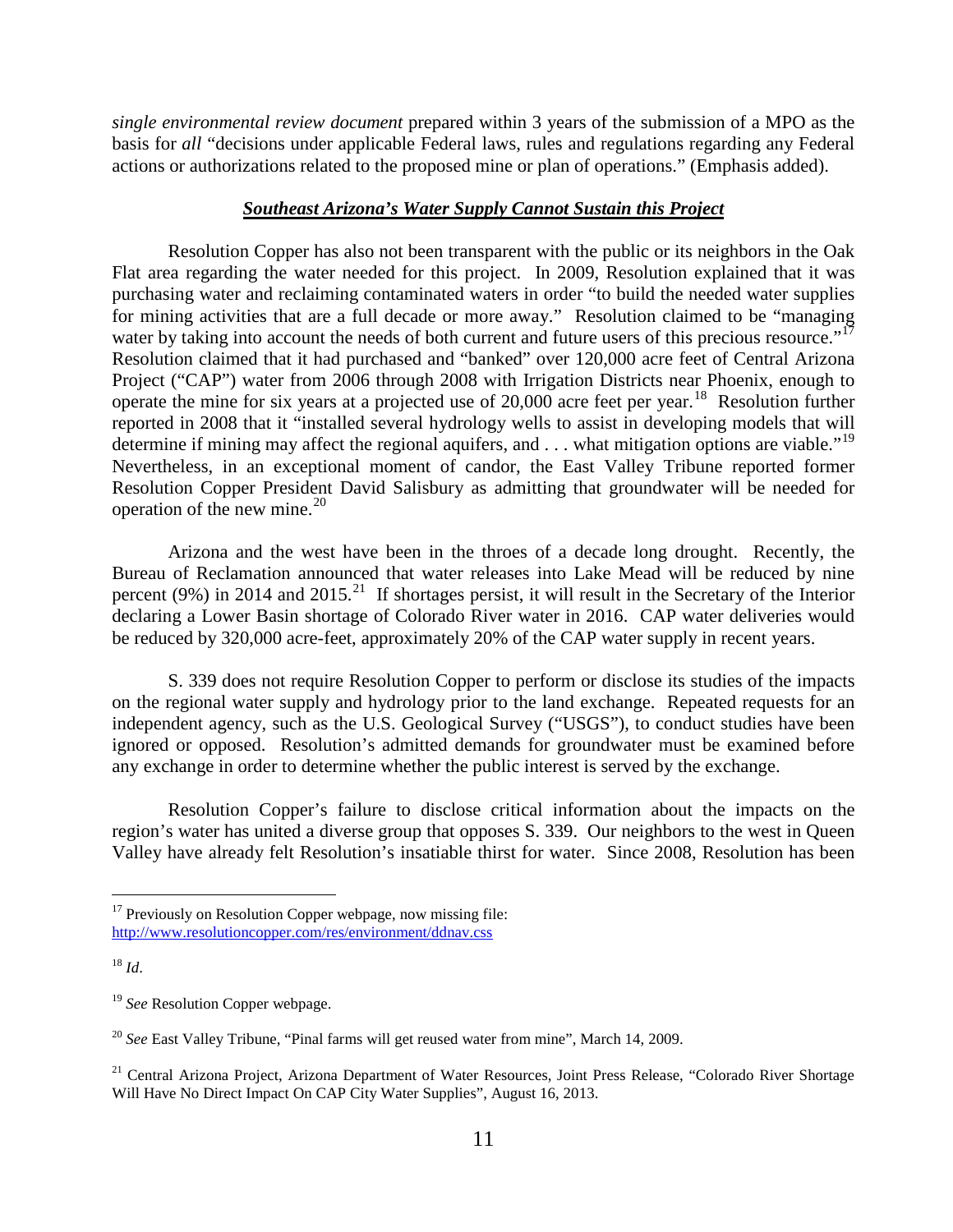*single environmental review document* prepared within 3 years of the submission of a MPO as the basis for *all* "decisions under applicable Federal laws, rules and regulations regarding any Federal actions or authorizations related to the proposed mine or plan of operations." (Emphasis added).

***Southeast Arizona's Water Supply Cannot Sustain this Project***

Resolution Copper has also not been transparent with the public or its neighbors in the Oak Flat area regarding the water needed for this project. In 2009, Resolution explained that it was purchasing water and reclaiming contaminated waters in order "to build the needed water supplies for mining activities that are a full decade or more away." Resolution claimed to be "managing water by taking into account the needs of both current and future users of this precious resource."[17] Resolution claimed that it had purchased and "banked" over 120,000 acre feet of Central Arizona Project ("CAP") water from 2006 through 2008 with Irrigation Districts near Phoenix, enough to operate the mine for six years at a projected use of 20,000 acre feet per year.[18] Resolution further reported in 2008 that it "installed several hydrology wells to assist in developing models that will determine if mining may affect the regional aquifers, and . . . what mitigation options are viable."[19] Nevertheless, in an exceptional moment of candor, the East Valley Tribune reported former Resolution Copper President David Salisbury as admitting that groundwater will be needed for operation of the new mine.[20]

Arizona and the west have been in the throes of a decade long drought. Recently, the Bureau of Reclamation announced that water releases into Lake Mead will be reduced by nine percent (9%) in 2014 and 2015.[21] If shortages persist, it will result in the Secretary of the Interior declaring a Lower Basin shortage of Colorado River water in 2016. CAP water deliveries would be reduced by 320,000 acre-feet, approximately 20% of the CAP water supply in recent years.

S. 339 does not require Resolution Copper to perform or disclose its studies of the impacts on the regional water supply and hydrology prior to the land exchange. Repeated requests for an independent agency, such as the U.S. Geological Survey ("USGS"), to conduct studies have been ignored or opposed. Resolution's admitted demands for groundwater must be examined before any exchange in order to determine whether the public interest is served by the exchange.

Resolution Copper's failure to disclose critical information about the impacts on the region's water has united a diverse group that opposes S. 339. Our neighbors to the west in Queen Valley have already felt Resolution's insatiable thirst for water. Since 2008, Resolution has been

---

[17] Previously on Resolution Copper webpage, now missing file: http://www.resolutioncopper.com/res/environment/ddnav.css

[18] *Id*.

[19] *See* Resolution Copper webpage.

[20] *See* East Valley Tribune, "Pinal farms will get reused water from mine", March 14, 2009.

[21] Central Arizona Project, Arizona Department of Water Resources, Joint Press Release, "Colorado River Shortage Will Have No Direct Impact On CAP City Water Supplies", August 16, 2013.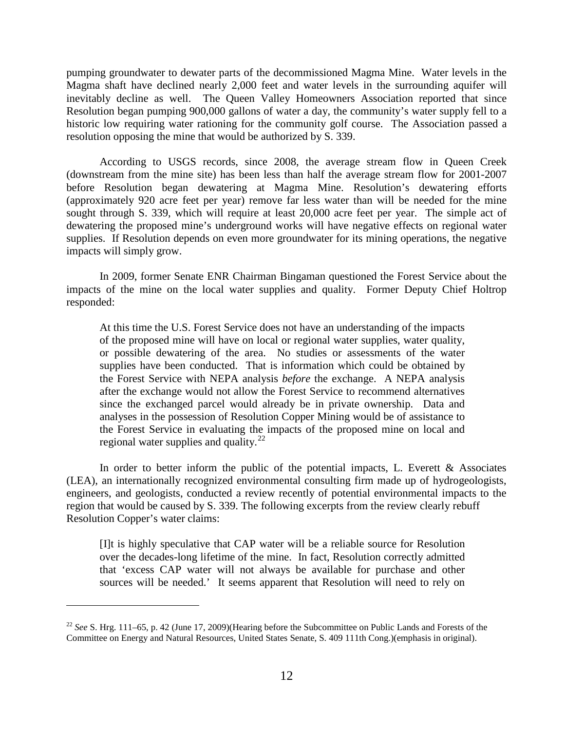pumping groundwater to dewater parts of the decommissioned Magma Mine. Water levels in the Magma shaft have declined nearly 2,000 feet and water levels in the surrounding aquifer will inevitably decline as well. The Queen Valley Homeowners Association reported that since Resolution began pumping 900,000 gallons of water a day, the community's water supply fell to a historic low requiring water rationing for the community golf course. The Association passed a resolution opposing the mine that would be authorized by S. 339.

According to USGS records, since 2008, the average stream flow in Queen Creek (downstream from the mine site) has been less than half the average stream flow for 2001-2007 before Resolution began dewatering at Magma Mine. Resolution's dewatering efforts (approximately 920 acre feet per year) remove far less water than will be needed for the mine sought through S. 339, which will require at least 20,000 acre feet per year. The simple act of dewatering the proposed mine's underground works will have negative effects on regional water supplies. If Resolution depends on even more groundwater for its mining operations, the negative impacts will simply grow.

In 2009, former Senate ENR Chairman Bingaman questioned the Forest Service about the impacts of the mine on the local water supplies and quality. Former Deputy Chief Holtrop responded:

> At this time the U.S. Forest Service does not have an understanding of the impacts of the proposed mine will have on local or regional water supplies, water quality, or possible dewatering of the area. No studies or assessments of the water supplies have been conducted. That is information which could be obtained by the Forest Service with NEPA analysis *before* the exchange. A NEPA analysis after the exchange would not allow the Forest Service to recommend alternatives since the exchanged parcel would already be in private ownership. Data and analyses in the possession of Resolution Copper Mining would be of assistance to the Forest Service in evaluating the impacts of the proposed mine on local and regional water supplies and quality.[22]

In order to better inform the public of the potential impacts, L. Everett & Associates (LEA), an internationally recognized environmental consulting firm made up of hydrogeologists, engineers, and geologists, conducted a review recently of potential environmental impacts to the region that would be caused by S. 339. The following excerpts from the review clearly rebuff Resolution Copper's water claims:

> [I]t is highly speculative that CAP water will be a reliable source for Resolution over the decades-long lifetime of the mine. In fact, Resolution correctly admitted that 'excess CAP water will not always be available for purchase and other sources will be needed.' It seems apparent that Resolution will need to rely on

---

[22] *See* S. Hrg. 111–65, p. 42 (June 17, 2009)(Hearing before the Subcommittee on Public Lands and Forests of the Committee on Energy and Natural Resources, United States Senate, S. 409 111th Cong.)(emphasis in original).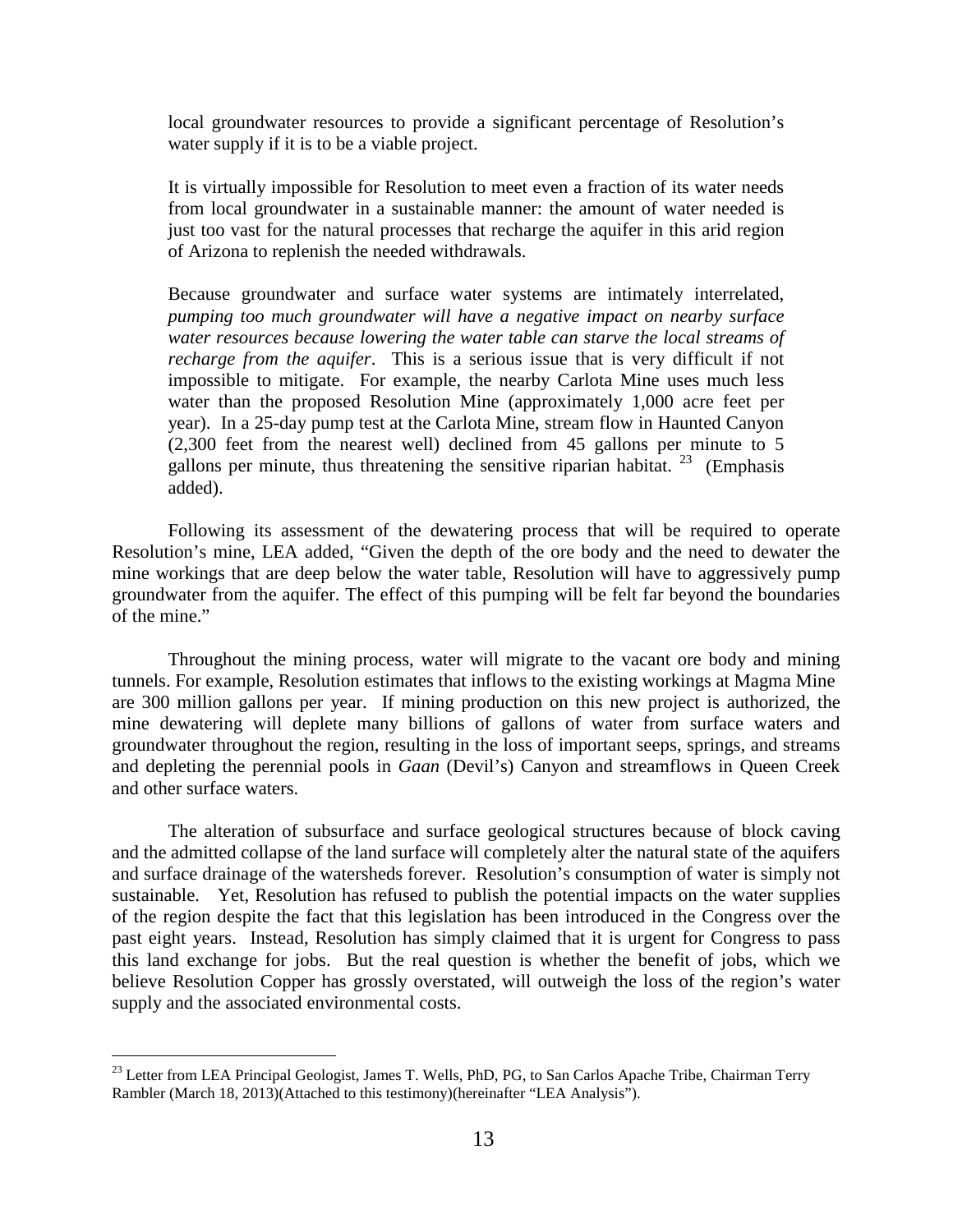> local groundwater resources to provide a significant percentage of Resolution's water supply if it is to be a viable project.
>
> It is virtually impossible for Resolution to meet even a fraction of its water needs from local groundwater in a sustainable manner: the amount of water needed is just too vast for the natural processes that recharge the aquifer in this arid region of Arizona to replenish the needed withdrawals.
>
> Because groundwater and surface water systems are intimately interrelated, *pumping too much groundwater will have a negative impact on nearby surface water resources because lowering the water table can starve the local streams of recharge from the aquifer*. This is a serious issue that is very difficult if not impossible to mitigate. For example, the nearby Carlota Mine uses much less water than the proposed Resolution Mine (approximately 1,000 acre feet per year). In a 25-day pump test at the Carlota Mine, stream flow in Haunted Canyon (2,300 feet from the nearest well) declined from 45 gallons per minute to 5 gallons per minute, thus threatening the sensitive riparian habitat.[23] (Emphasis added).

Following its assessment of the dewatering process that will be required to operate Resolution's mine, LEA added, "Given the depth of the ore body and the need to dewater the mine workings that are deep below the water table, Resolution will have to aggressively pump groundwater from the aquifer. The effect of this pumping will be felt far beyond the boundaries of the mine."

Throughout the mining process, water will migrate to the vacant ore body and mining tunnels. For example, Resolution estimates that inflows to the existing workings at Magma Mine are 300 million gallons per year. If mining production on this new project is authorized, the mine dewatering will deplete many billions of gallons of water from surface waters and groundwater throughout the region, resulting in the loss of important seeps, springs, and streams and depleting the perennial pools in *Gaan* (Devil's) Canyon and streamflows in Queen Creek and other surface waters.

The alteration of subsurface and surface geological structures because of block caving and the admitted collapse of the land surface will completely alter the natural state of the aquifers and surface drainage of the watersheds forever. Resolution's consumption of water is simply not sustainable. Yet, Resolution has refused to publish the potential impacts on the water supplies of the region despite the fact that this legislation has been introduced in the Congress over the past eight years. Instead, Resolution has simply claimed that it is urgent for Congress to pass this land exchange for jobs. But the real question is whether the benefit of jobs, which we believe Resolution Copper has grossly overstated, will outweigh the loss of the region's water supply and the associated environmental costs.

---

[23] Letter from LEA Principal Geologist, James T. Wells, PhD, PG, to San Carlos Apache Tribe, Chairman Terry Rambler (March 18, 2013)(Attached to this testimony)(hereinafter "LEA Analysis").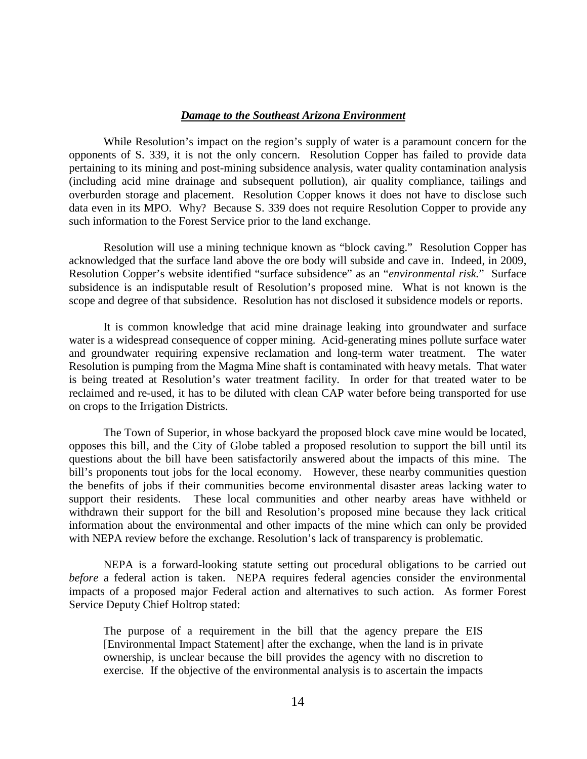***<u>Damage to the Southeast Arizona Environment</u>***

While Resolution's impact on the region's supply of water is a paramount concern for the opponents of S. 339, it is not the only concern. Resolution Copper has failed to provide data pertaining to its mining and post-mining subsidence analysis, water quality contamination analysis (including acid mine drainage and subsequent pollution), air quality compliance, tailings and overburden storage and placement. Resolution Copper knows it does not have to disclose such data even in its MPO. Why? Because S. 339 does not require Resolution Copper to provide any such information to the Forest Service prior to the land exchange.

Resolution will use a mining technique known as "block caving." Resolution Copper has acknowledged that the surface land above the ore body will subside and cave in. Indeed, in 2009, Resolution Copper's website identified "surface subsidence" as an "*environmental risk.*" Surface subsidence is an indisputable result of Resolution's proposed mine. What is not known is the scope and degree of that subsidence. Resolution has not disclosed it subsidence models or reports.

It is common knowledge that acid mine drainage leaking into groundwater and surface water is a widespread consequence of copper mining. Acid-generating mines pollute surface water and groundwater requiring expensive reclamation and long-term water treatment. The water Resolution is pumping from the Magma Mine shaft is contaminated with heavy metals. That water is being treated at Resolution's water treatment facility. In order for that treated water to be reclaimed and re-used, it has to be diluted with clean CAP water before being transported for use on crops to the Irrigation Districts.

The Town of Superior, in whose backyard the proposed block cave mine would be located, opposes this bill, and the City of Globe tabled a proposed resolution to support the bill until its questions about the bill have been satisfactorily answered about the impacts of this mine. The bill's proponents tout jobs for the local economy. However, these nearby communities question the benefits of jobs if their communities become environmental disaster areas lacking water to support their residents. These local communities and other nearby areas have withheld or withdrawn their support for the bill and Resolution's proposed mine because they lack critical information about the environmental and other impacts of the mine which can only be provided with NEPA review before the exchange. Resolution's lack of transparency is problematic.

NEPA is a forward-looking statute setting out procedural obligations to be carried out *before* a federal action is taken. NEPA requires federal agencies consider the environmental impacts of a proposed major Federal action and alternatives to such action. As former Forest Service Deputy Chief Holtrop stated:

> The purpose of a requirement in the bill that the agency prepare the EIS [Environmental Impact Statement] after the exchange, when the land is in private ownership, is unclear because the bill provides the agency with no discretion to exercise. If the objective of the environmental analysis is to ascertain the impacts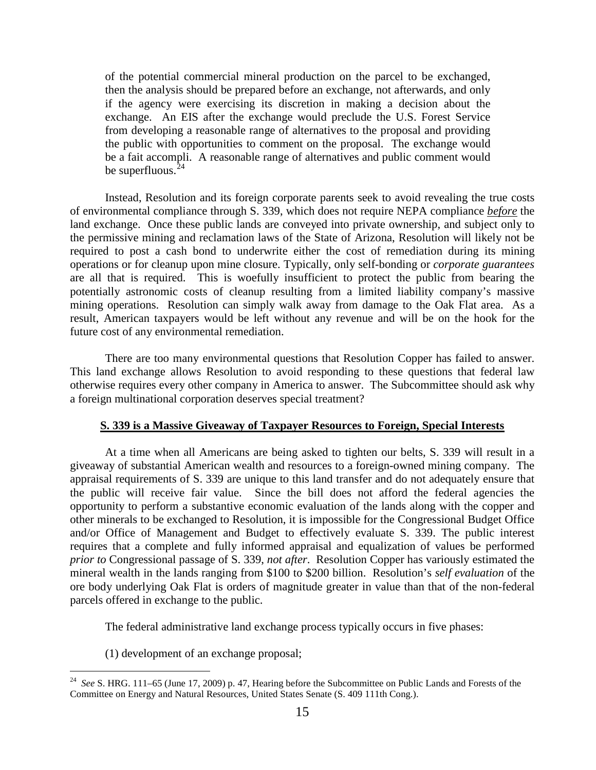> of the potential commercial mineral production on the parcel to be exchanged, then the analysis should be prepared before an exchange, not afterwards, and only if the agency were exercising its discretion in making a decision about the exchange. An EIS after the exchange would preclude the U.S. Forest Service from developing a reasonable range of alternatives to the proposal and providing the public with opportunities to comment on the proposal. The exchange would be a fait accompli. A reasonable range of alternatives and public comment would be superfluous.[24]

Instead, Resolution and its foreign corporate parents seek to avoid revealing the true costs of environmental compliance through S. 339, which does not require NEPA compliance ***before*** the land exchange. Once these public lands are conveyed into private ownership, and subject only to the permissive mining and reclamation laws of the State of Arizona, Resolution will likely not be required to post a cash bond to underwrite either the cost of remediation during its mining operations or for cleanup upon mine closure. Typically, only self-bonding or *corporate guarantees* are all that is required. This is woefully insufficient to protect the public from bearing the potentially astronomic costs of cleanup resulting from a limited liability company's massive mining operations. Resolution can simply walk away from damage to the Oak Flat area. As a result, American taxpayers would be left without any revenue and will be on the hook for the future cost of any environmental remediation.

There are too many environmental questions that Resolution Copper has failed to answer. This land exchange allows Resolution to avoid responding to these questions that federal law otherwise requires every other company in America to answer. The Subcommittee should ask why a foreign multinational corporation deserves special treatment?

**S. 339 is a Massive Giveaway of Taxpayer Resources to Foreign, Special Interests**

At a time when all Americans are being asked to tighten our belts, S. 339 will result in a giveaway of substantial American wealth and resources to a foreign-owned mining company. The appraisal requirements of S. 339 are unique to this land transfer and do not adequately ensure that the public will receive fair value. Since the bill does not afford the federal agencies the opportunity to perform a substantive economic evaluation of the lands along with the copper and other minerals to be exchanged to Resolution, it is impossible for the Congressional Budget Office and/or Office of Management and Budget to effectively evaluate S. 339. The public interest requires that a complete and fully informed appraisal and equalization of values be performed *prior to* Congressional passage of S. 339, *not after*. Resolution Copper has variously estimated the mineral wealth in the lands ranging from $100 to $200 billion. Resolution's *self evaluation* of the ore body underlying Oak Flat is orders of magnitude greater in value than that of the non-federal parcels offered in exchange to the public.

The federal administrative land exchange process typically occurs in five phases:

(1) development of an exchange proposal;

---

[24] *See* S. HRG. 111–65 (June 17, 2009) p. 47, Hearing before the Subcommittee on Public Lands and Forests of the Committee on Energy and Natural Resources, United States Senate (S. 409 111th Cong.).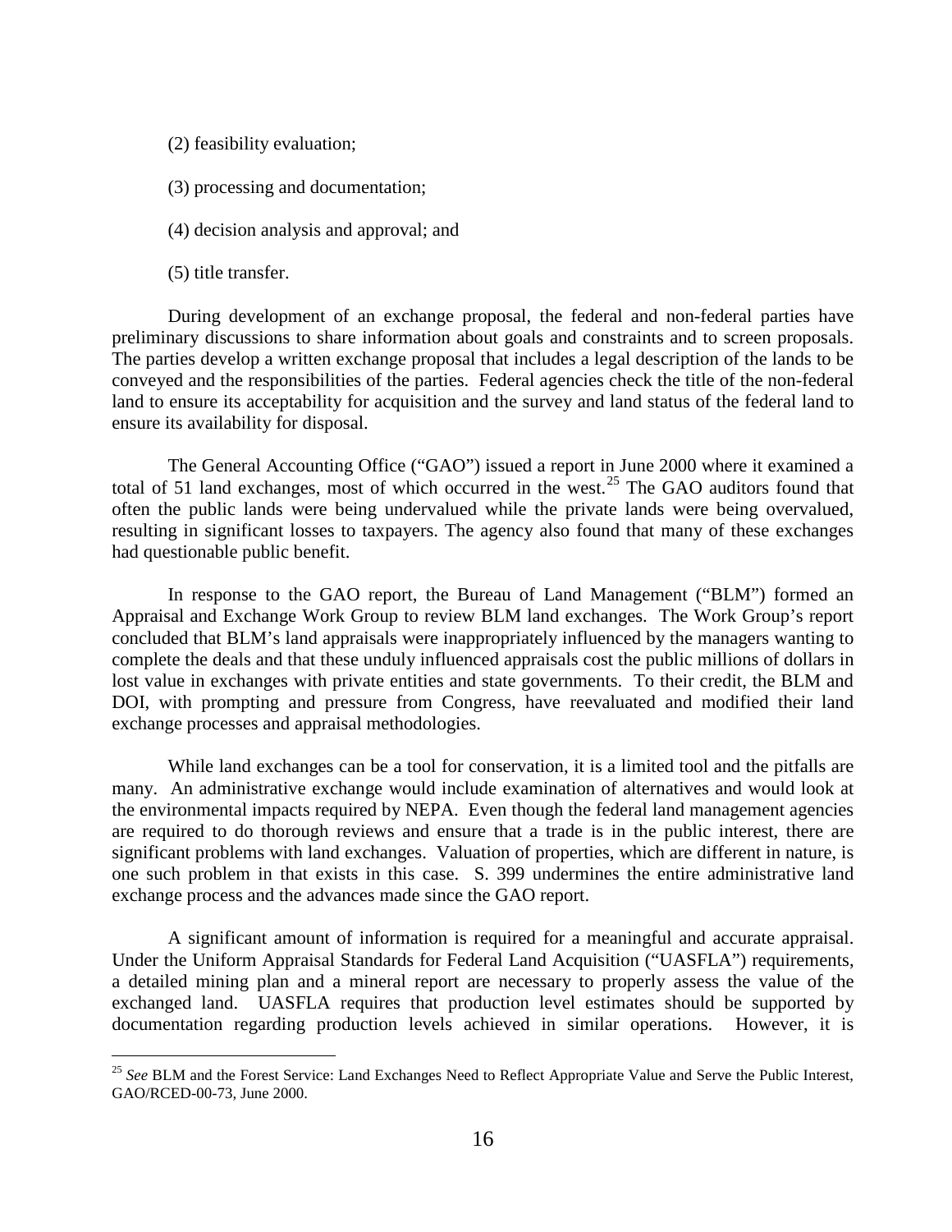(2) feasibility evaluation;

(3) processing and documentation;

(4) decision analysis and approval; and

(5) title transfer.

During development of an exchange proposal, the federal and non-federal parties have preliminary discussions to share information about goals and constraints and to screen proposals. The parties develop a written exchange proposal that includes a legal description of the lands to be conveyed and the responsibilities of the parties. Federal agencies check the title of the non-federal land to ensure its acceptability for acquisition and the survey and land status of the federal land to ensure its availability for disposal.

The General Accounting Office ("GAO") issued a report in June 2000 where it examined a total of 51 land exchanges, most of which occurred in the west.[25] The GAO auditors found that often the public lands were being undervalued while the private lands were being overvalued, resulting in significant losses to taxpayers. The agency also found that many of these exchanges had questionable public benefit.

In response to the GAO report, the Bureau of Land Management ("BLM") formed an Appraisal and Exchange Work Group to review BLM land exchanges. The Work Group's report concluded that BLM's land appraisals were inappropriately influenced by the managers wanting to complete the deals and that these unduly influenced appraisals cost the public millions of dollars in lost value in exchanges with private entities and state governments. To their credit, the BLM and DOI, with prompting and pressure from Congress, have reevaluated and modified their land exchange processes and appraisal methodologies.

While land exchanges can be a tool for conservation, it is a limited tool and the pitfalls are many. An administrative exchange would include examination of alternatives and would look at the environmental impacts required by NEPA. Even though the federal land management agencies are required to do thorough reviews and ensure that a trade is in the public interest, there are significant problems with land exchanges. Valuation of properties, which are different in nature, is one such problem in that exists in this case. S. 399 undermines the entire administrative land exchange process and the advances made since the GAO report.

A significant amount of information is required for a meaningful and accurate appraisal. Under the Uniform Appraisal Standards for Federal Land Acquisition ("UASFLA") requirements, a detailed mining plan and a mineral report are necessary to properly assess the value of the exchanged land. UASFLA requires that production level estimates should be supported by documentation regarding production levels achieved in similar operations. However, it is

---

[25] *See* BLM and the Forest Service: Land Exchanges Need to Reflect Appropriate Value and Serve the Public Interest, GAO/RCED-00-73, June 2000.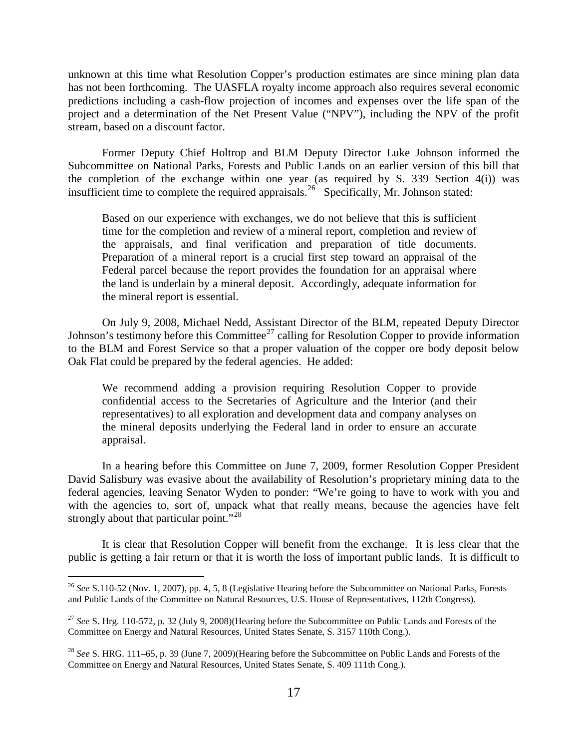unknown at this time what Resolution Copper's production estimates are since mining plan data has not been forthcoming. The UASFLA royalty income approach also requires several economic predictions including a cash-flow projection of incomes and expenses over the life span of the project and a determination of the Net Present Value ("NPV"), including the NPV of the profit stream, based on a discount factor.

Former Deputy Chief Holtrop and BLM Deputy Director Luke Johnson informed the Subcommittee on National Parks, Forests and Public Lands on an earlier version of this bill that the completion of the exchange within one year (as required by S. 339 Section 4(i)) was insufficient time to complete the required appraisals.[26] Specifically, Mr. Johnson stated:

> Based on our experience with exchanges, we do not believe that this is sufficient time for the completion and review of a mineral report, completion and review of the appraisals, and final verification and preparation of title documents. Preparation of a mineral report is a crucial first step toward an appraisal of the Federal parcel because the report provides the foundation for an appraisal where the land is underlain by a mineral deposit. Accordingly, adequate information for the mineral report is essential.

On July 9, 2008, Michael Nedd, Assistant Director of the BLM, repeated Deputy Director Johnson's testimony before this Committee[27] calling for Resolution Copper to provide information to the BLM and Forest Service so that a proper valuation of the copper ore body deposit below Oak Flat could be prepared by the federal agencies. He added:

> We recommend adding a provision requiring Resolution Copper to provide confidential access to the Secretaries of Agriculture and the Interior (and their representatives) to all exploration and development data and company analyses on the mineral deposits underlying the Federal land in order to ensure an accurate appraisal.

In a hearing before this Committee on June 7, 2009, former Resolution Copper President David Salisbury was evasive about the availability of Resolution's proprietary mining data to the federal agencies, leaving Senator Wyden to ponder: "We're going to have to work with you and with the agencies to, sort of, unpack what that really means, because the agencies have felt strongly about that particular point."[28]

It is clear that Resolution Copper will benefit from the exchange. It is less clear that the public is getting a fair return or that it is worth the loss of important public lands. It is difficult to

---

[26] *See* S.110-52 (Nov. 1, 2007), pp. 4, 5, 8 (Legislative Hearing before the Subcommittee on National Parks, Forests and Public Lands of the Committee on Natural Resources, U.S. House of Representatives, 112th Congress).

[27] *See* S. Hrg. 110-572, p. 32 (July 9, 2008)(Hearing before the Subcommittee on Public Lands and Forests of the Committee on Energy and Natural Resources, United States Senate, S. 3157 110th Cong.).

[28] *See* S. HRG. 111–65, p. 39 (June 7, 2009)(Hearing before the Subcommittee on Public Lands and Forests of the Committee on Energy and Natural Resources, United States Senate, S. 409 111th Cong.).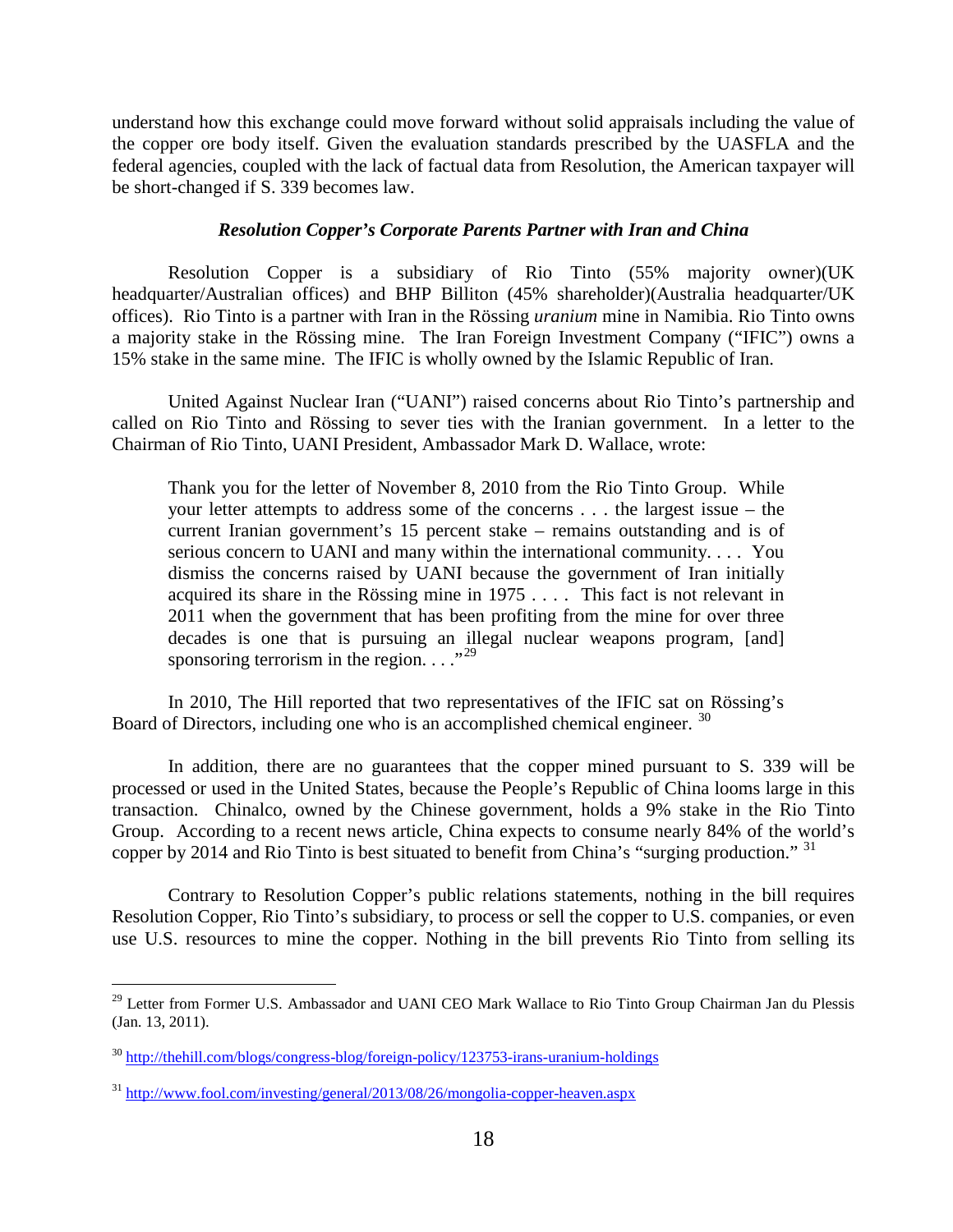understand how this exchange could move forward without solid appraisals including the value of the copper ore body itself. Given the evaluation standards prescribed by the UASFLA and the federal agencies, coupled with the lack of factual data from Resolution, the American taxpayer will be short-changed if S. 339 becomes law.

### *Resolution Copper's Corporate Parents Partner with Iran and China*

Resolution Copper is a subsidiary of Rio Tinto (55% majority owner)(UK headquarter/Australian offices) and BHP Billiton (45% shareholder)(Australia headquarter/UK offices). Rio Tinto is a partner with Iran in the Rössing *uranium* mine in Namibia. Rio Tinto owns a majority stake in the Rössing mine. The Iran Foreign Investment Company ("IFIC") owns a 15% stake in the same mine. The IFIC is wholly owned by the Islamic Republic of Iran.

United Against Nuclear Iran ("UANI") raised concerns about Rio Tinto's partnership and called on Rio Tinto and Rössing to sever ties with the Iranian government. In a letter to the Chairman of Rio Tinto, UANI President, Ambassador Mark D. Wallace, wrote:

> Thank you for the letter of November 8, 2010 from the Rio Tinto Group. While your letter attempts to address some of the concerns . . . the largest issue – the current Iranian government's 15 percent stake – remains outstanding and is of serious concern to UANI and many within the international community. . . . You dismiss the concerns raised by UANI because the government of Iran initially acquired its share in the Rössing mine in 1975 . . . . This fact is not relevant in 2011 when the government that has been profiting from the mine for over three decades is one that is pursuing an illegal nuclear weapons program, [and] sponsoring terrorism in the region. . . ."[29]

In 2010, The Hill reported that two representatives of the IFIC sat on Rössing's Board of Directors, including one who is an accomplished chemical engineer. [30]

In addition, there are no guarantees that the copper mined pursuant to S. 339 will be processed or used in the United States, because the People's Republic of China looms large in this transaction. Chinalco, owned by the Chinese government, holds a 9% stake in the Rio Tinto Group. According to a recent news article, China expects to consume nearly 84% of the world's copper by 2014 and Rio Tinto is best situated to benefit from China's "surging production." [31]

Contrary to Resolution Copper's public relations statements, nothing in the bill requires Resolution Copper, Rio Tinto's subsidiary, to process or sell the copper to U.S. companies, or even use U.S. resources to mine the copper. Nothing in the bill prevents Rio Tinto from selling its

---

[29] Letter from Former U.S. Ambassador and UANI CEO Mark Wallace to Rio Tinto Group Chairman Jan du Plessis (Jan. 13, 2011).

[30] http://thehill.com/blogs/congress-blog/foreign-policy/123753-irans-uranium-holdings

[31] http://www.fool.com/investing/general/2013/08/26/mongolia-copper-heaven.aspx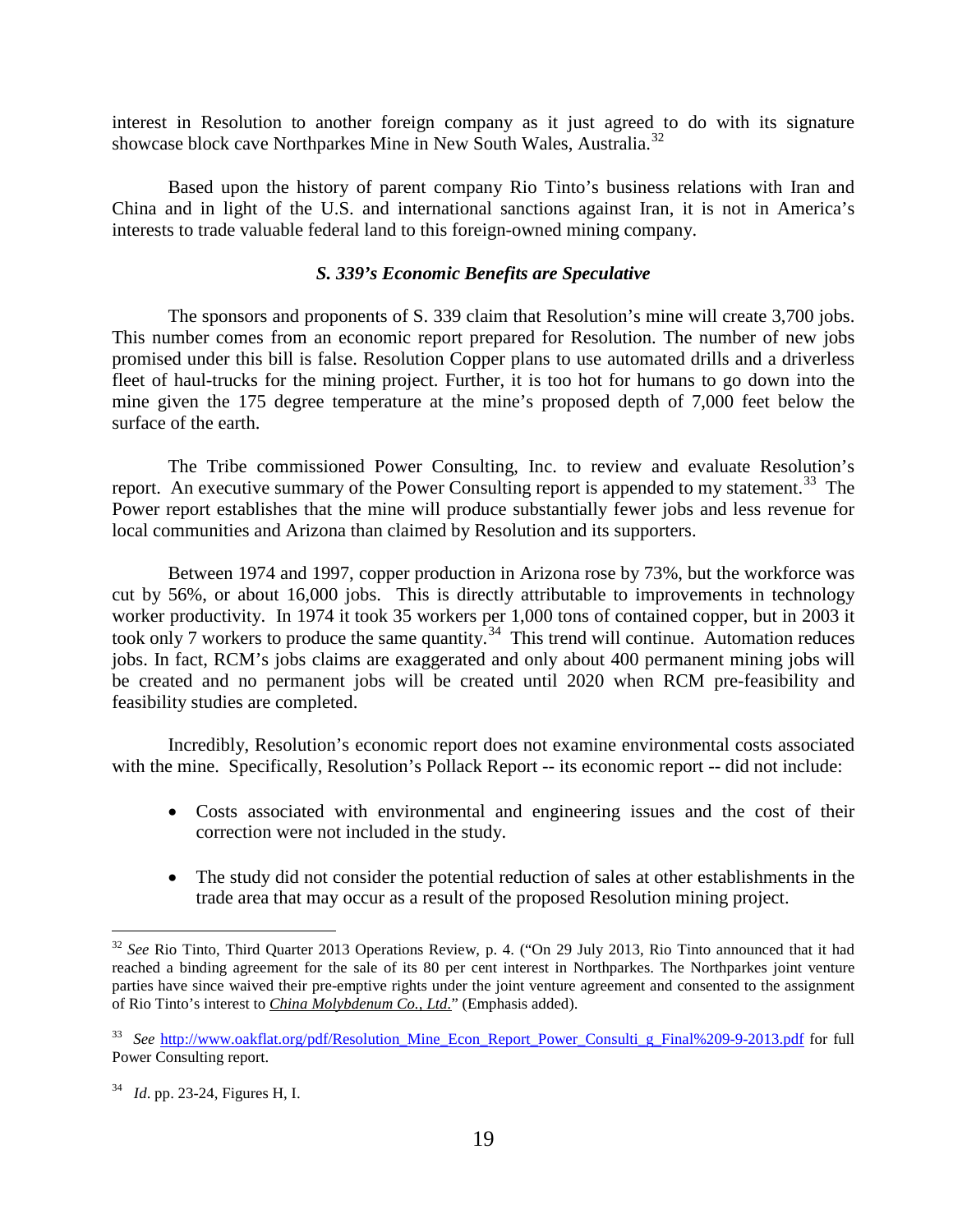interest in Resolution to another foreign company as it just agreed to do with its signature showcase block cave Northparkes Mine in New South Wales, Australia.[32]

Based upon the history of parent company Rio Tinto's business relations with Iran and China and in light of the U.S. and international sanctions against Iran, it is not in America's interests to trade valuable federal land to this foreign-owned mining company.

### *S. 339's Economic Benefits are Speculative*

The sponsors and proponents of S. 339 claim that Resolution's mine will create 3,700 jobs. This number comes from an economic report prepared for Resolution. The number of new jobs promised under this bill is false. Resolution Copper plans to use automated drills and a driverless fleet of haul-trucks for the mining project. Further, it is too hot for humans to go down into the mine given the 175 degree temperature at the mine's proposed depth of 7,000 feet below the surface of the earth.

The Tribe commissioned Power Consulting, Inc. to review and evaluate Resolution's report. An executive summary of the Power Consulting report is appended to my statement.[33] The Power report establishes that the mine will produce substantially fewer jobs and less revenue for local communities and Arizona than claimed by Resolution and its supporters.

Between 1974 and 1997, copper production in Arizona rose by 73%, but the workforce was cut by 56%, or about 16,000 jobs. This is directly attributable to improvements in technology worker productivity. In 1974 it took 35 workers per 1,000 tons of contained copper, but in 2003 it took only 7 workers to produce the same quantity.[34] This trend will continue. Automation reduces jobs. In fact, RCM's jobs claims are exaggerated and only about 400 permanent mining jobs will be created and no permanent jobs will be created until 2020 when RCM pre-feasibility and feasibility studies are completed.

Incredibly, Resolution's economic report does not examine environmental costs associated with the mine. Specifically, Resolution's Pollack Report -- its economic report -- did not include:

- Costs associated with environmental and engineering issues and the cost of their correction were not included in the study.
- The study did not consider the potential reduction of sales at other establishments in the trade area that may occur as a result of the proposed Resolution mining project.

---

[32] *See* Rio Tinto, Third Quarter 2013 Operations Review, p. 4. ("On 29 July 2013, Rio Tinto announced that it had reached a binding agreement for the sale of its 80 per cent interest in Northparkes. The Northparkes joint venture parties have since waived their pre-emptive rights under the joint venture agreement and consented to the assignment of Rio Tinto's interest to ***China Molybdenum Co., Ltd.***" (Emphasis added).

[33] *See* http://www.oakflat.org/pdf/Resolution_Mine_Econ_Report_Power_Consulti_g_Final%209-9-2013.pdf for full Power Consulting report.

[34] *Id*. pp. 23-24, Figures H, I.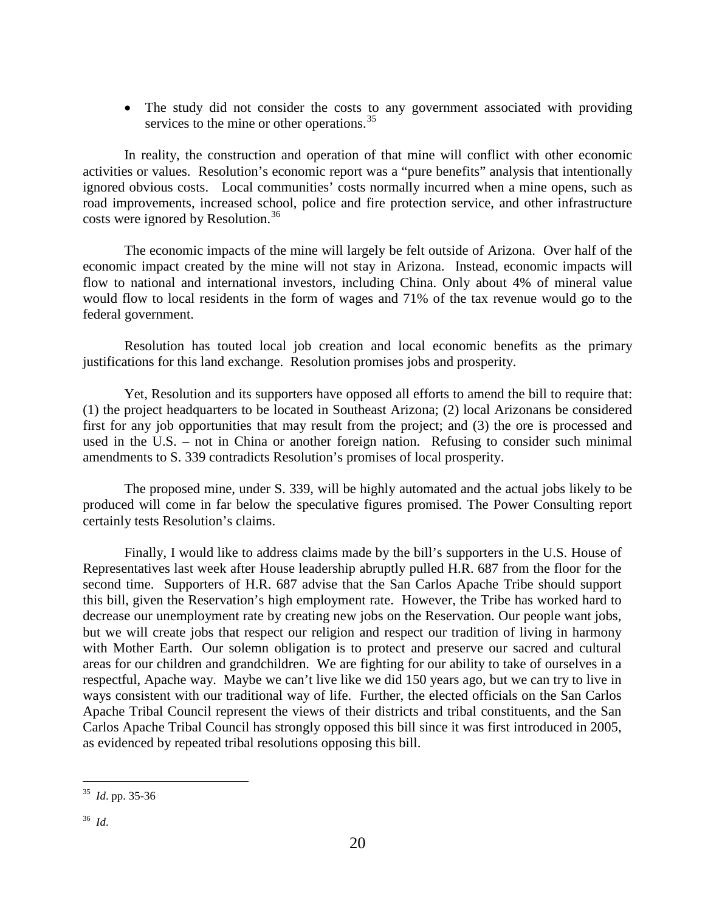- The study did not consider the costs to any government associated with providing services to the mine or other operations.[35]

In reality, the construction and operation of that mine will conflict with other economic activities or values. Resolution's economic report was a "pure benefits" analysis that intentionally ignored obvious costs. Local communities' costs normally incurred when a mine opens, such as road improvements, increased school, police and fire protection service, and other infrastructure costs were ignored by Resolution.[36]

The economic impacts of the mine will largely be felt outside of Arizona. Over half of the economic impact created by the mine will not stay in Arizona. Instead, economic impacts will flow to national and international investors, including China. Only about 4% of mineral value would flow to local residents in the form of wages and 71% of the tax revenue would go to the federal government.

Resolution has touted local job creation and local economic benefits as the primary justifications for this land exchange. Resolution promises jobs and prosperity.

Yet, Resolution and its supporters have opposed all efforts to amend the bill to require that: (1) the project headquarters to be located in Southeast Arizona; (2) local Arizonans be considered first for any job opportunities that may result from the project; and (3) the ore is processed and used in the U.S. – not in China or another foreign nation. Refusing to consider such minimal amendments to S. 339 contradicts Resolution's promises of local prosperity.

The proposed mine, under S. 339, will be highly automated and the actual jobs likely to be produced will come in far below the speculative figures promised. The Power Consulting report certainly tests Resolution's claims.

Finally, I would like to address claims made by the bill's supporters in the U.S. House of Representatives last week after House leadership abruptly pulled H.R. 687 from the floor for the second time. Supporters of H.R. 687 advise that the San Carlos Apache Tribe should support this bill, given the Reservation's high employment rate. However, the Tribe has worked hard to decrease our unemployment rate by creating new jobs on the Reservation. Our people want jobs, but we will create jobs that respect our religion and respect our tradition of living in harmony with Mother Earth. Our solemn obligation is to protect and preserve our sacred and cultural areas for our children and grandchildren. We are fighting for our ability to take of ourselves in a respectful, Apache way. Maybe we can't live like we did 150 years ago, but we can try to live in ways consistent with our traditional way of life. Further, the elected officials on the San Carlos Apache Tribal Council represent the views of their districts and tribal constituents, and the San Carlos Apache Tribal Council has strongly opposed this bill since it was first introduced in 2005, as evidenced by repeated tribal resolutions opposing this bill.

---

[35] *Id*. pp. 35-36

[36] *Id*.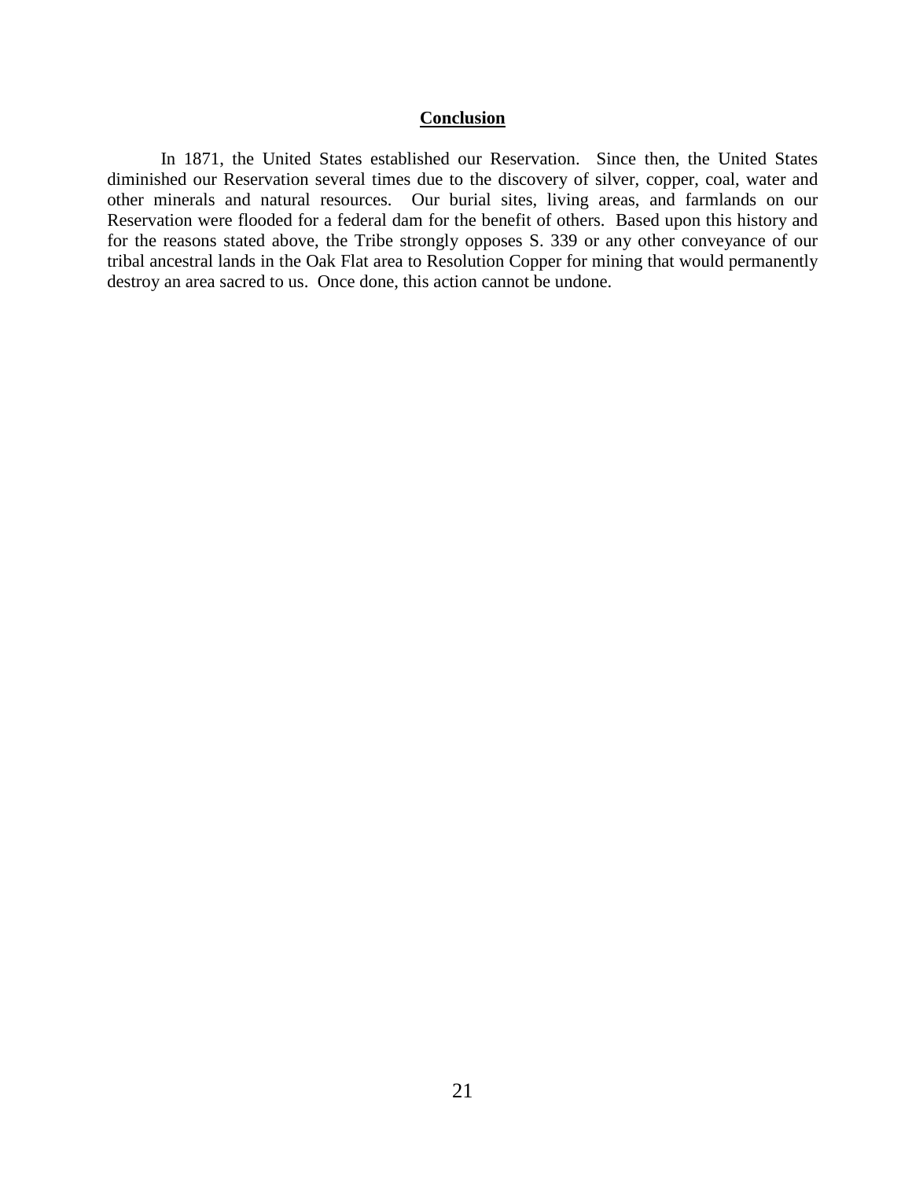## Conclusion

In 1871, the United States established our Reservation. Since then, the United States diminished our Reservation several times due to the discovery of silver, copper, coal, water and other minerals and natural resources. Our burial sites, living areas, and farmlands on our Reservation were flooded for a federal dam for the benefit of others. Based upon this history and for the reasons stated above, the Tribe strongly opposes S. 339 or any other conveyance of our tribal ancestral lands in the Oak Flat area to Resolution Copper for mining that would permanently destroy an area sacred to us. Once done, this action cannot be undone.